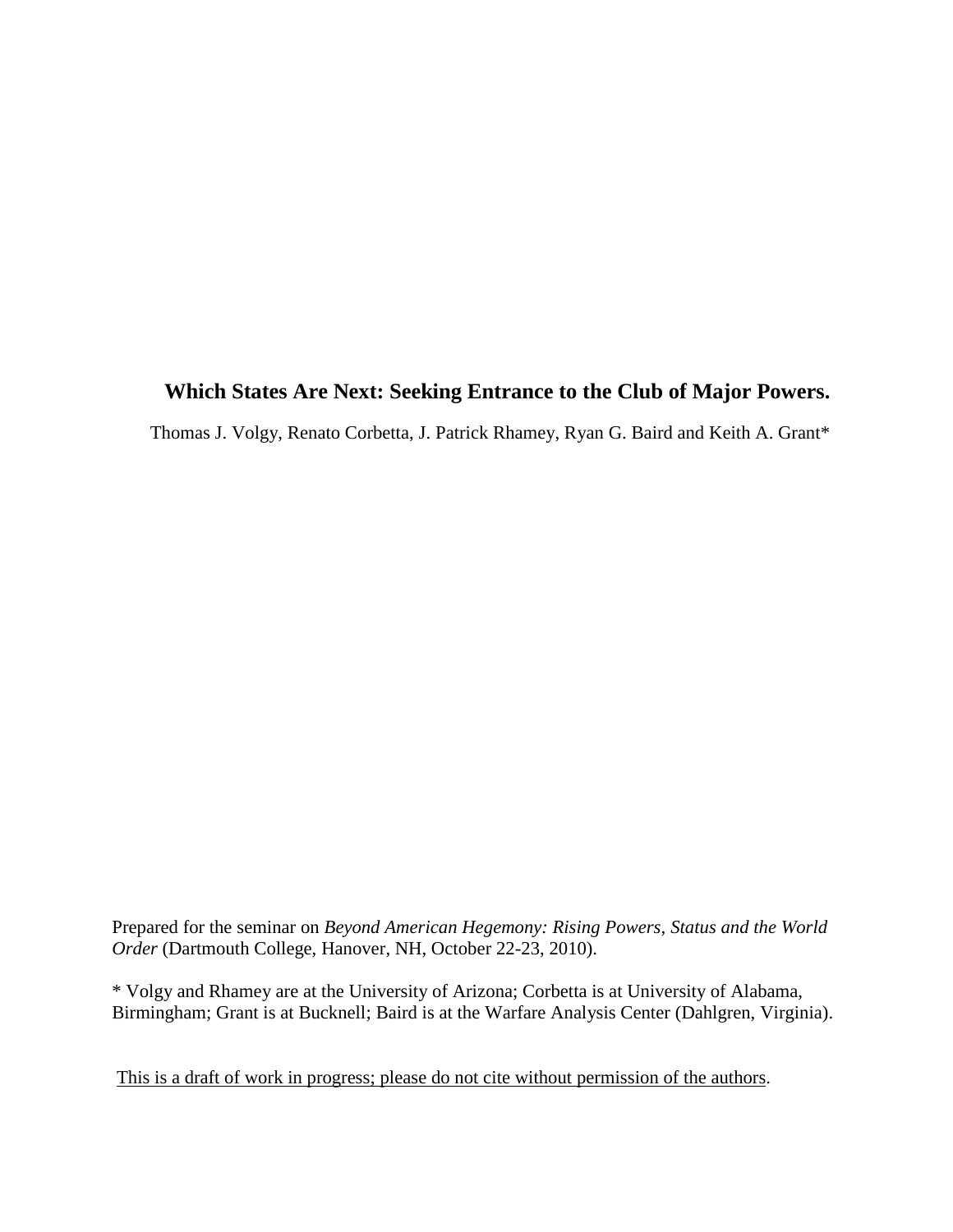# Which States Are Next: Seeking Entrance to the Club of Major Powers.

Thomas J. Volgy, Renato Corbetta, J. Patrick Rhamey, Ryan G. Baird and Keith A. Grant*

Prepared for the seminar on *Beyond American Hegemony: Rising Powers, Status and the World Order* (Dartmouth College, Hanover, NH, October 22-23, 2010).

* Volgy and Rhamey are at the University of Arizona; Corbetta is at University of Alabama, Birmingham; Grant is at Bucknell; Baird is at the Warfare Analysis Center (Dahlgren, Virginia).

<u>This is a draft of work in progress; please do not cite without permission of the authors</u>.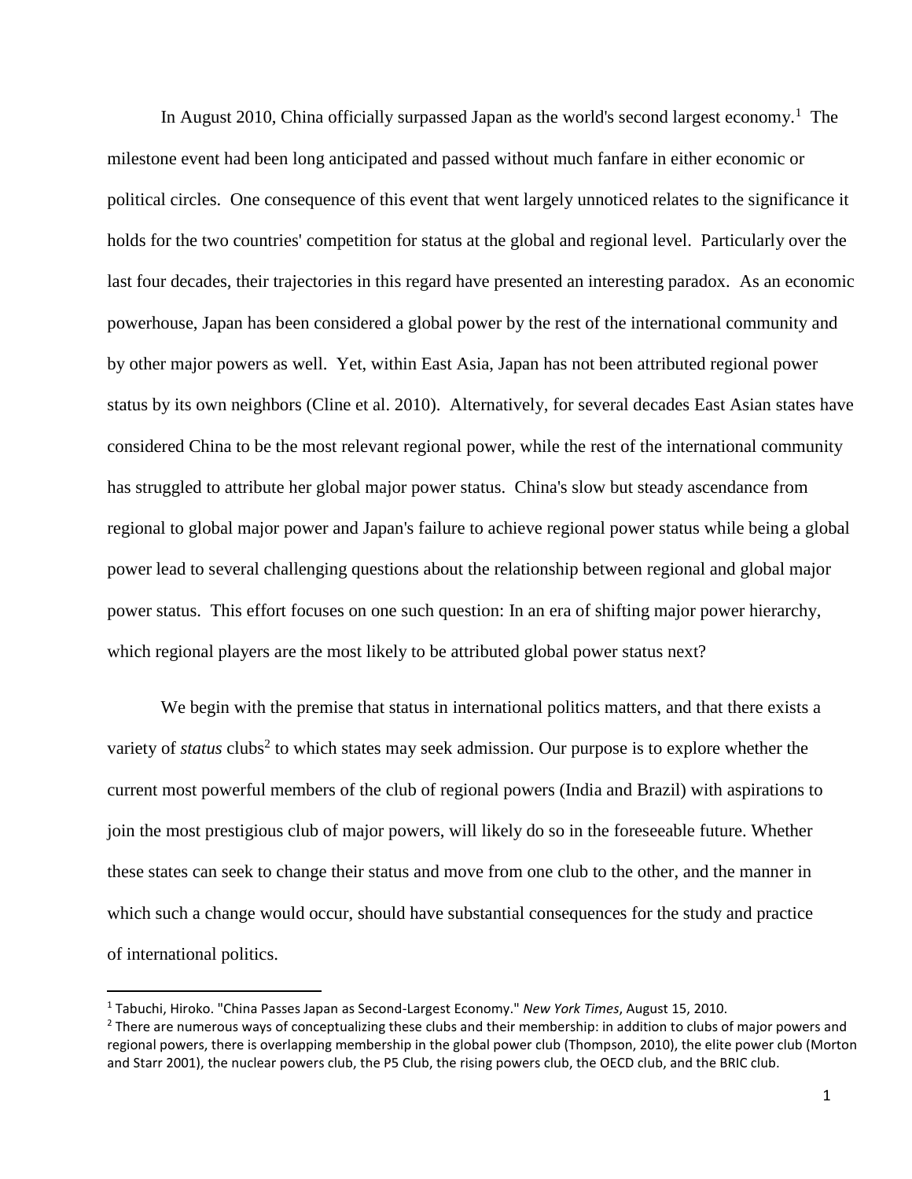In August 2010, China officially surpassed Japan as the world's second largest economy.[1] The milestone event had been long anticipated and passed without much fanfare in either economic or political circles. One consequence of this event that went largely unnoticed relates to the significance it holds for the two countries' competition for status at the global and regional level. Particularly over the last four decades, their trajectories in this regard have presented an interesting paradox. As an economic powerhouse, Japan has been considered a global power by the rest of the international community and by other major powers as well. Yet, within East Asia, Japan has not been attributed regional power status by its own neighbors (Cline et al. 2010). Alternatively, for several decades East Asian states have considered China to be the most relevant regional power, while the rest of the international community has struggled to attribute her global major power status. China's slow but steady ascendance from regional to global major power and Japan's failure to achieve regional power status while being a global power lead to several challenging questions about the relationship between regional and global major power status. This effort focuses on one such question: In an era of shifting major power hierarchy, which regional players are the most likely to be attributed global power status next?

We begin with the premise that status in international politics matters, and that there exists a variety of *status* clubs[2] to which states may seek admission. Our purpose is to explore whether the current most powerful members of the club of regional powers (India and Brazil) with aspirations to join the most prestigious club of major powers, will likely do so in the foreseeable future. Whether these states can seek to change their status and move from one club to the other, and the manner in which such a change would occur, should have substantial consequences for the study and practice of international politics.

---

[1] Tabuchi, Hiroko. "China Passes Japan as Second-Largest Economy." *New York Times*, August 15, 2010.

[2] There are numerous ways of conceptualizing these clubs and their membership: in addition to clubs of major powers and regional powers, there is overlapping membership in the global power club (Thompson, 2010), the elite power club (Morton and Starr 2001), the nuclear powers club, the P5 Club, the rising powers club, the OECD club, and the BRIC club.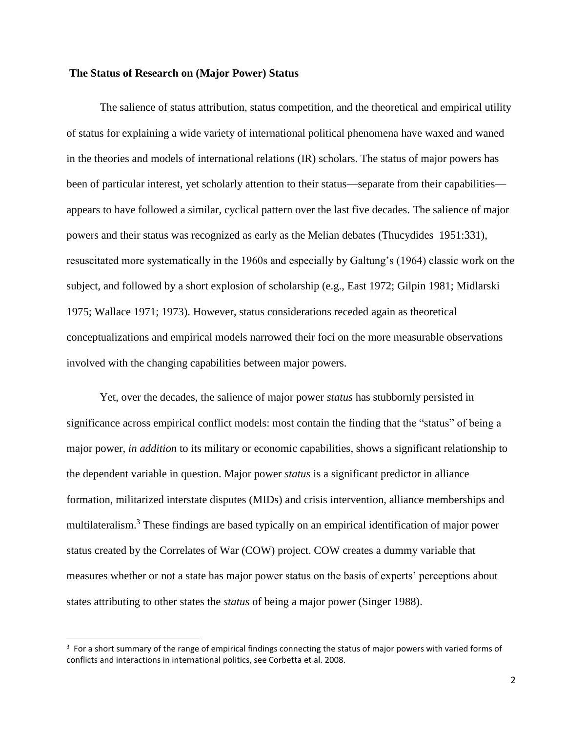## The Status of Research on (Major Power) Status

The salience of status attribution, status competition, and the theoretical and empirical utility of status for explaining a wide variety of international political phenomena have waxed and waned in the theories and models of international relations (IR) scholars. The status of major powers has been of particular interest, yet scholarly attention to their status—separate from their capabilities—appears to have followed a similar, cyclical pattern over the last five decades. The salience of major powers and their status was recognized as early as the Melian debates (Thucydides 1951:331), resuscitated more systematically in the 1960s and especially by Galtung's (1964) classic work on the subject, and followed by a short explosion of scholarship (e.g., East 1972; Gilpin 1981; Midlarski 1975; Wallace 1971; 1973). However, status considerations receded again as theoretical conceptualizations and empirical models narrowed their foci on the more measurable observations involved with the changing capabilities between major powers.

Yet, over the decades, the salience of major power *status* has stubbornly persisted in significance across empirical conflict models: most contain the finding that the "status" of being a major power, *in addition* to its military or economic capabilities, shows a significant relationship to the dependent variable in question. Major power *status* is a significant predictor in alliance formation, militarized interstate disputes (MIDs) and crisis intervention, alliance memberships and multilateralism.[3] These findings are based typically on an empirical identification of major power status created by the Correlates of War (COW) project. COW creates a dummy variable that measures whether or not a state has major power status on the basis of experts' perceptions about states attributing to other states the *status* of being a major power (Singer 1988).

[3] For a short summary of the range of empirical findings connecting the status of major powers with varied forms of conflicts and interactions in international politics, see Corbetta et al. 2008.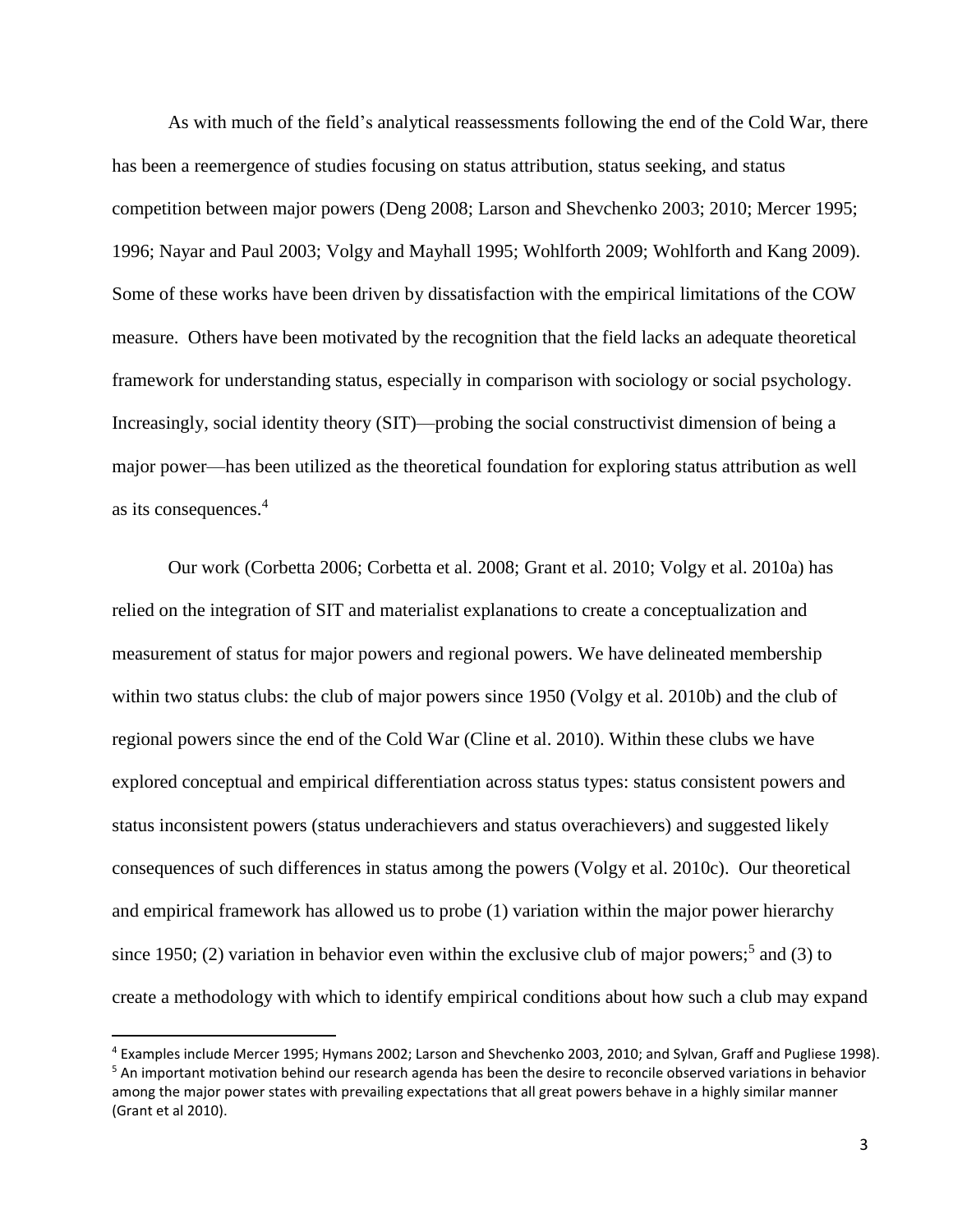As with much of the field's analytical reassessments following the end of the Cold War, there has been a reemergence of studies focusing on status attribution, status seeking, and status competition between major powers (Deng 2008; Larson and Shevchenko 2003; 2010; Mercer 1995; 1996; Nayar and Paul 2003; Volgy and Mayhall 1995; Wohlforth 2009; Wohlforth and Kang 2009). Some of these works have been driven by dissatisfaction with the empirical limitations of the COW measure. Others have been motivated by the recognition that the field lacks an adequate theoretical framework for understanding status, especially in comparison with sociology or social psychology. Increasingly, social identity theory (SIT)—probing the social constructivist dimension of being a major power—has been utilized as the theoretical foundation for exploring status attribution as well as its consequences.[4]

Our work (Corbetta 2006; Corbetta et al. 2008; Grant et al. 2010; Volgy et al. 2010a) has relied on the integration of SIT and materialist explanations to create a conceptualization and measurement of status for major powers and regional powers. We have delineated membership within two status clubs: the club of major powers since 1950 (Volgy et al. 2010b) and the club of regional powers since the end of the Cold War (Cline et al. 2010). Within these clubs we have explored conceptual and empirical differentiation across status types: status consistent powers and status inconsistent powers (status underachievers and status overachievers) and suggested likely consequences of such differences in status among the powers (Volgy et al. 2010c). Our theoretical and empirical framework has allowed us to probe (1) variation within the major power hierarchy since 1950; (2) variation in behavior even within the exclusive club of major powers;[5] and (3) to create a methodology with which to identify empirical conditions about how such a club may expand

[4] Examples include Mercer 1995; Hymans 2002; Larson and Shevchenko 2003, 2010; and Sylvan, Graff and Pugliese 1998).

[5] An important motivation behind our research agenda has been the desire to reconcile observed variations in behavior among the major power states with prevailing expectations that all great powers behave in a highly similar manner (Grant et al 2010).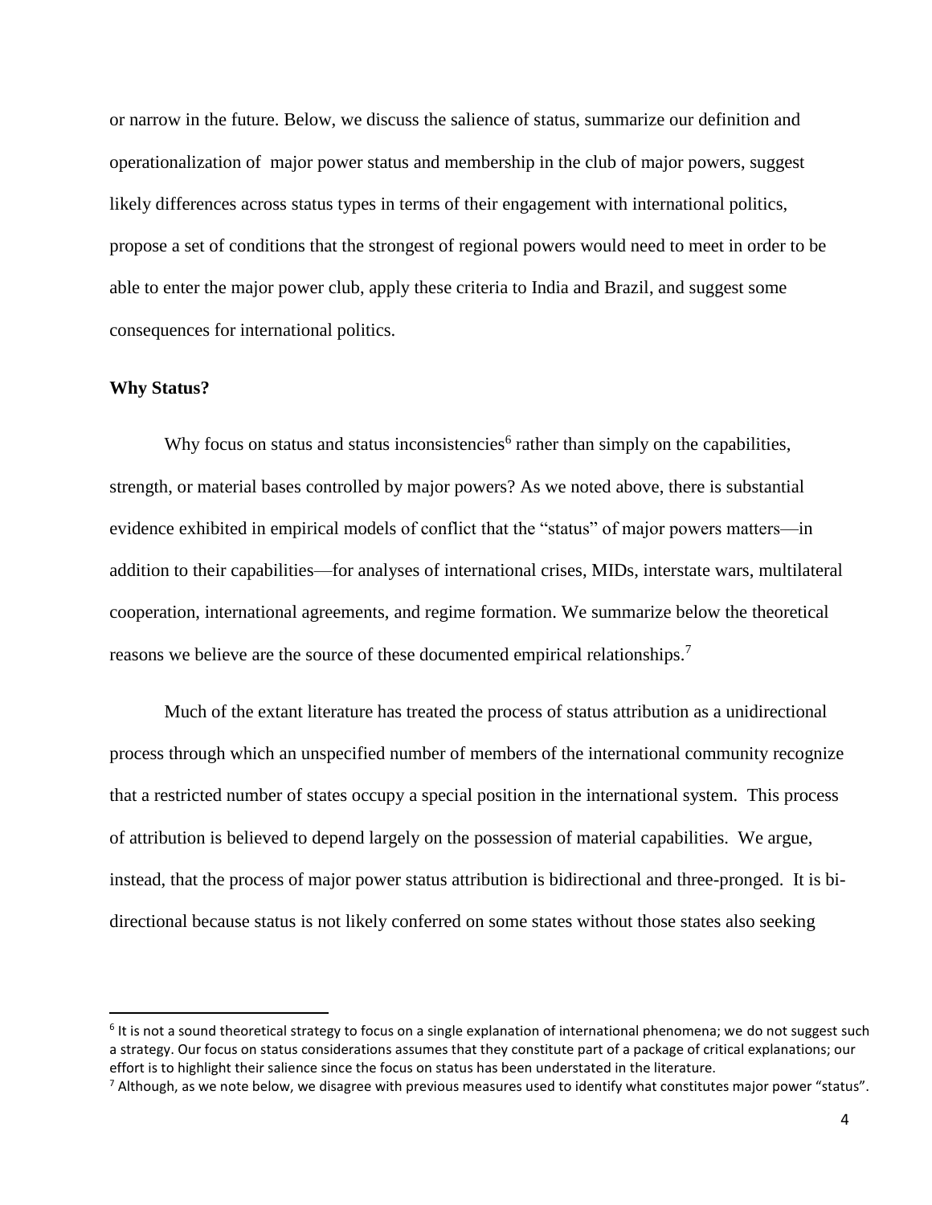or narrow in the future. Below, we discuss the salience of status, summarize our definition and operationalization of major power status and membership in the club of major powers, suggest likely differences across status types in terms of their engagement with international politics, propose a set of conditions that the strongest of regional powers would need to meet in order to be able to enter the major power club, apply these criteria to India and Brazil, and suggest some consequences for international politics.

**Why Status?**

Why focus on status and status inconsistencies[6] rather than simply on the capabilities, strength, or material bases controlled by major powers? As we noted above, there is substantial evidence exhibited in empirical models of conflict that the "status" of major powers matters—in addition to their capabilities—for analyses of international crises, MIDs, interstate wars, multilateral cooperation, international agreements, and regime formation. We summarize below the theoretical reasons we believe are the source of these documented empirical relationships.[7]

Much of the extant literature has treated the process of status attribution as a unidirectional process through which an unspecified number of members of the international community recognize that a restricted number of states occupy a special position in the international system. This process of attribution is believed to depend largely on the possession of material capabilities. We argue, instead, that the process of major power status attribution is bidirectional and three-pronged. It is bi-directional because status is not likely conferred on some states without those states also seeking

---

[6] It is not a sound theoretical strategy to focus on a single explanation of international phenomena; we do not suggest such a strategy. Our focus on status considerations assumes that they constitute part of a package of critical explanations; our effort is to highlight their salience since the focus on status has been understated in the literature.

[7] Although, as we note below, we disagree with previous measures used to identify what constitutes major power "status".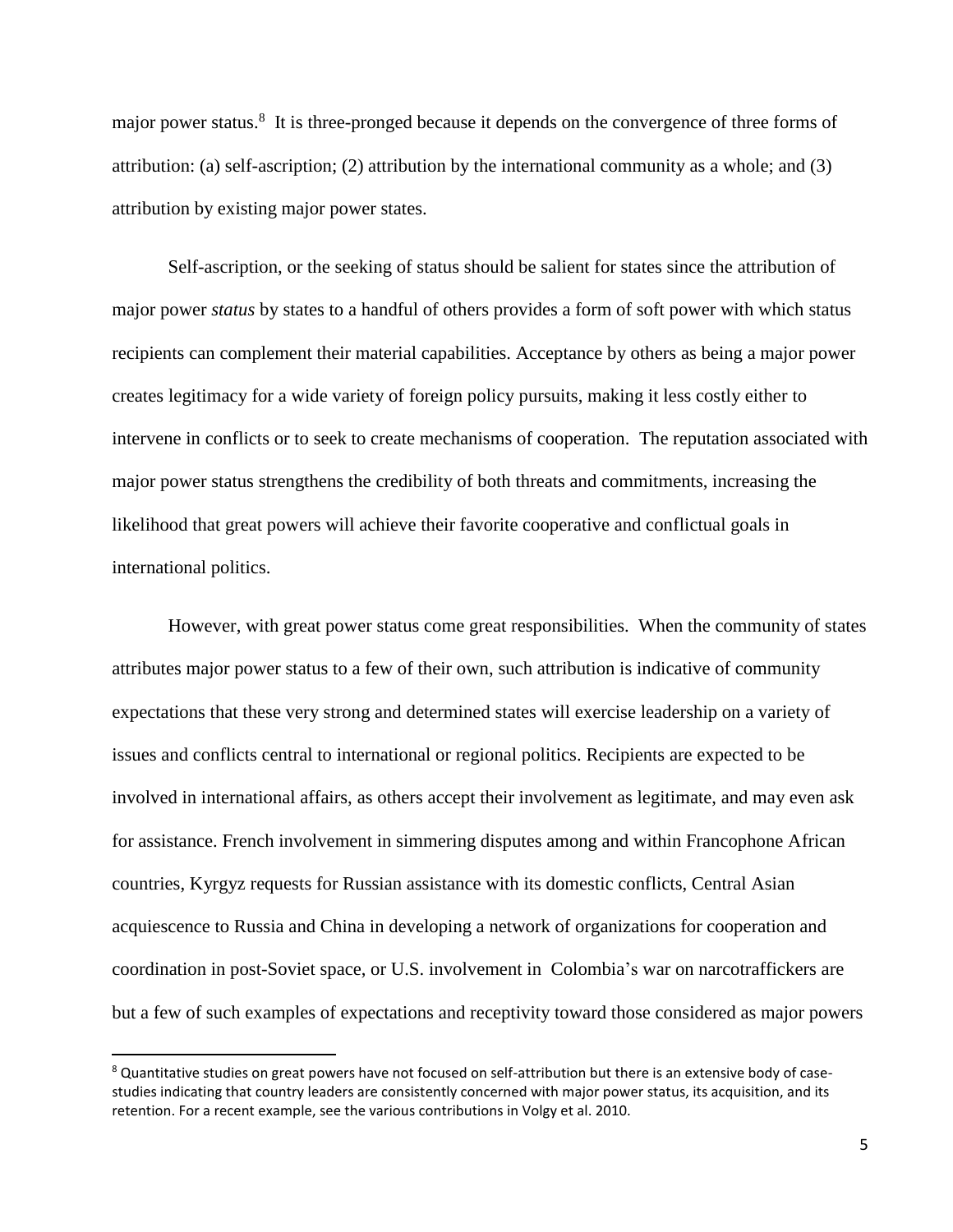major power status.[8] It is three-pronged because it depends on the convergence of three forms of attribution: (a) self-ascription; (2) attribution by the international community as a whole; and (3) attribution by existing major power states.

Self-ascription, or the seeking of status should be salient for states since the attribution of major power *status* by states to a handful of others provides a form of soft power with which status recipients can complement their material capabilities. Acceptance by others as being a major power creates legitimacy for a wide variety of foreign policy pursuits, making it less costly either to intervene in conflicts or to seek to create mechanisms of cooperation. The reputation associated with major power status strengthens the credibility of both threats and commitments, increasing the likelihood that great powers will achieve their favorite cooperative and conflictual goals in international politics.

However, with great power status come great responsibilities. When the community of states attributes major power status to a few of their own, such attribution is indicative of community expectations that these very strong and determined states will exercise leadership on a variety of issues and conflicts central to international or regional politics. Recipients are expected to be involved in international affairs, as others accept their involvement as legitimate, and may even ask for assistance. French involvement in simmering disputes among and within Francophone African countries, Kyrgyz requests for Russian assistance with its domestic conflicts, Central Asian acquiescence to Russia and China in developing a network of organizations for cooperation and coordination in post-Soviet space, or U.S. involvement in Colombia's war on narcotraffickers are but a few of such examples of expectations and receptivity toward those considered as major powers

[8] Quantitative studies on great powers have not focused on self-attribution but there is an extensive body of case-studies indicating that country leaders are consistently concerned with major power status, its acquisition, and its retention. For a recent example, see the various contributions in Volgy et al. 2010.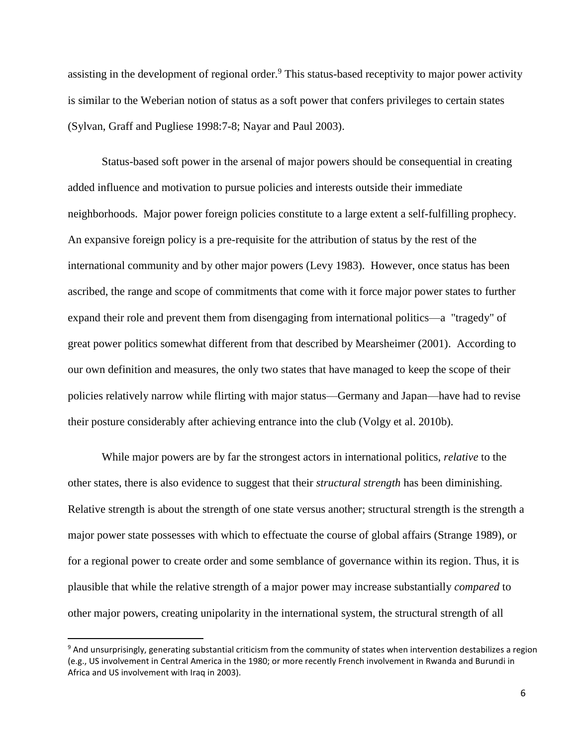assisting in the development of regional order.[9] This status-based receptivity to major power activity is similar to the Weberian notion of status as a soft power that confers privileges to certain states (Sylvan, Graff and Pugliese 1998:7-8; Nayar and Paul 2003).

Status-based soft power in the arsenal of major powers should be consequential in creating added influence and motivation to pursue policies and interests outside their immediate neighborhoods. Major power foreign policies constitute to a large extent a self-fulfilling prophecy. An expansive foreign policy is a pre-requisite for the attribution of status by the rest of the international community and by other major powers (Levy 1983). However, once status has been ascribed, the range and scope of commitments that come with it force major power states to further expand their role and prevent them from disengaging from international politics—a "tragedy" of great power politics somewhat different from that described by Mearsheimer (2001). According to our own definition and measures, the only two states that have managed to keep the scope of their policies relatively narrow while flirting with major status—Germany and Japan—have had to revise their posture considerably after achieving entrance into the club (Volgy et al. 2010b).

While major powers are by far the strongest actors in international politics, *relative* to the other states, there is also evidence to suggest that their *structural strength* has been diminishing. Relative strength is about the strength of one state versus another; structural strength is the strength a major power state possesses with which to effectuate the course of global affairs (Strange 1989), or for a regional power to create order and some semblance of governance within its region. Thus, it is plausible that while the relative strength of a major power may increase substantially *compared* to other major powers, creating unipolarity in the international system, the structural strength of all

[9] And unsurprisingly, generating substantial criticism from the community of states when intervention destabilizes a region (e.g., US involvement in Central America in the 1980; or more recently French involvement in Rwanda and Burundi in Africa and US involvement with Iraq in 2003).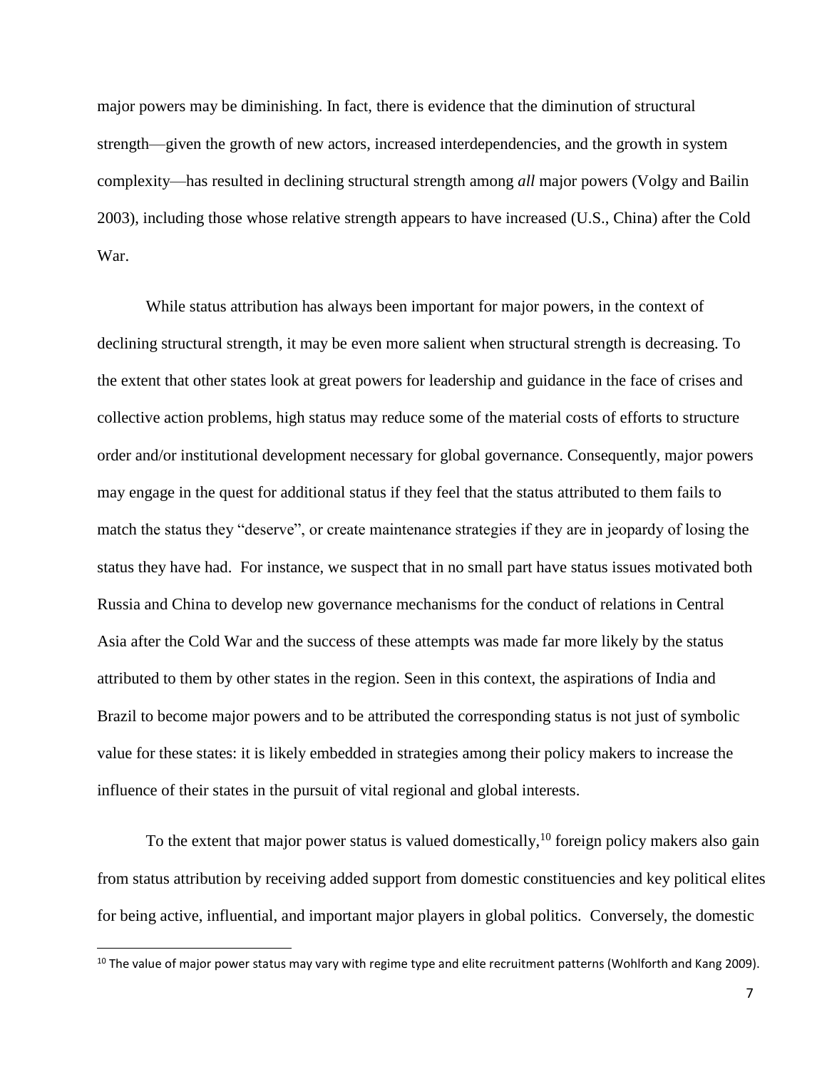major powers may be diminishing. In fact, there is evidence that the diminution of structural strength—given the growth of new actors, increased interdependencies, and the growth in system complexity—has resulted in declining structural strength among *all* major powers (Volgy and Bailin 2003), including those whose relative strength appears to have increased (U.S., China) after the Cold War.

While status attribution has always been important for major powers, in the context of declining structural strength, it may be even more salient when structural strength is decreasing. To the extent that other states look at great powers for leadership and guidance in the face of crises and collective action problems, high status may reduce some of the material costs of efforts to structure order and/or institutional development necessary for global governance. Consequently, major powers may engage in the quest for additional status if they feel that the status attributed to them fails to match the status they "deserve", or create maintenance strategies if they are in jeopardy of losing the status they have had. For instance, we suspect that in no small part have status issues motivated both Russia and China to develop new governance mechanisms for the conduct of relations in Central Asia after the Cold War and the success of these attempts was made far more likely by the status attributed to them by other states in the region. Seen in this context, the aspirations of India and Brazil to become major powers and to be attributed the corresponding status is not just of symbolic value for these states: it is likely embedded in strategies among their policy makers to increase the influence of their states in the pursuit of vital regional and global interests.

To the extent that major power status is valued domestically,[10] foreign policy makers also gain from status attribution by receiving added support from domestic constituencies and key political elites for being active, influential, and important major players in global politics. Conversely, the domestic

[10] The value of major power status may vary with regime type and elite recruitment patterns (Wohlforth and Kang 2009).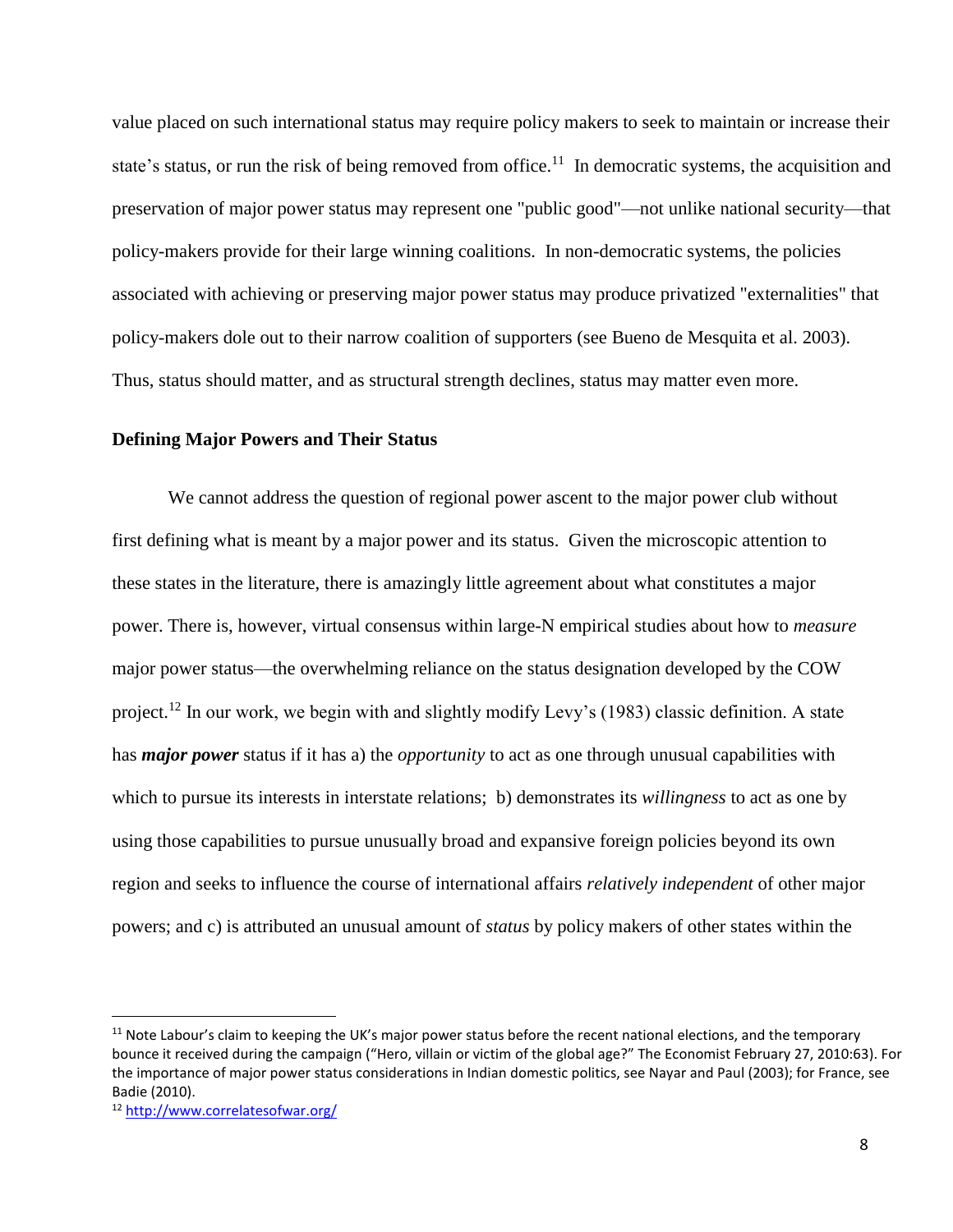value placed on such international status may require policy makers to seek to maintain or increase their state's status, or run the risk of being removed from office.[11] In democratic systems, the acquisition and preservation of major power status may represent one "public good"—not unlike national security—that policy-makers provide for their large winning coalitions. In non-democratic systems, the policies associated with achieving or preserving major power status may produce privatized "externalities" that policy-makers dole out to their narrow coalition of supporters (see Bueno de Mesquita et al. 2003). Thus, status should matter, and as structural strength declines, status may matter even more.

**Defining Major Powers and Their Status**

We cannot address the question of regional power ascent to the major power club without first defining what is meant by a major power and its status. Given the microscopic attention to these states in the literature, there is amazingly little agreement about what constitutes a major power. There is, however, virtual consensus within large-N empirical studies about how to *measure* major power status—the overwhelming reliance on the status designation developed by the COW project.[12] In our work, we begin with and slightly modify Levy's (1983) classic definition. A state has ***major power*** status if it has a) the *opportunity* to act as one through unusual capabilities with which to pursue its interests in interstate relations; b) demonstrates its *willingness* to act as one by using those capabilities to pursue unusually broad and expansive foreign policies beyond its own region and seeks to influence the course of international affairs *relatively independent* of other major powers; and c) is attributed an unusual amount of *status* by policy makers of other states within the

---

[11] Note Labour's claim to keeping the UK's major power status before the recent national elections, and the temporary bounce it received during the campaign ("Hero, villain or victim of the global age?" The Economist February 27, 2010:63). For the importance of major power status considerations in Indian domestic politics, see Nayar and Paul (2003); for France, see Badie (2010).

[12] http://www.correlatesofwar.org/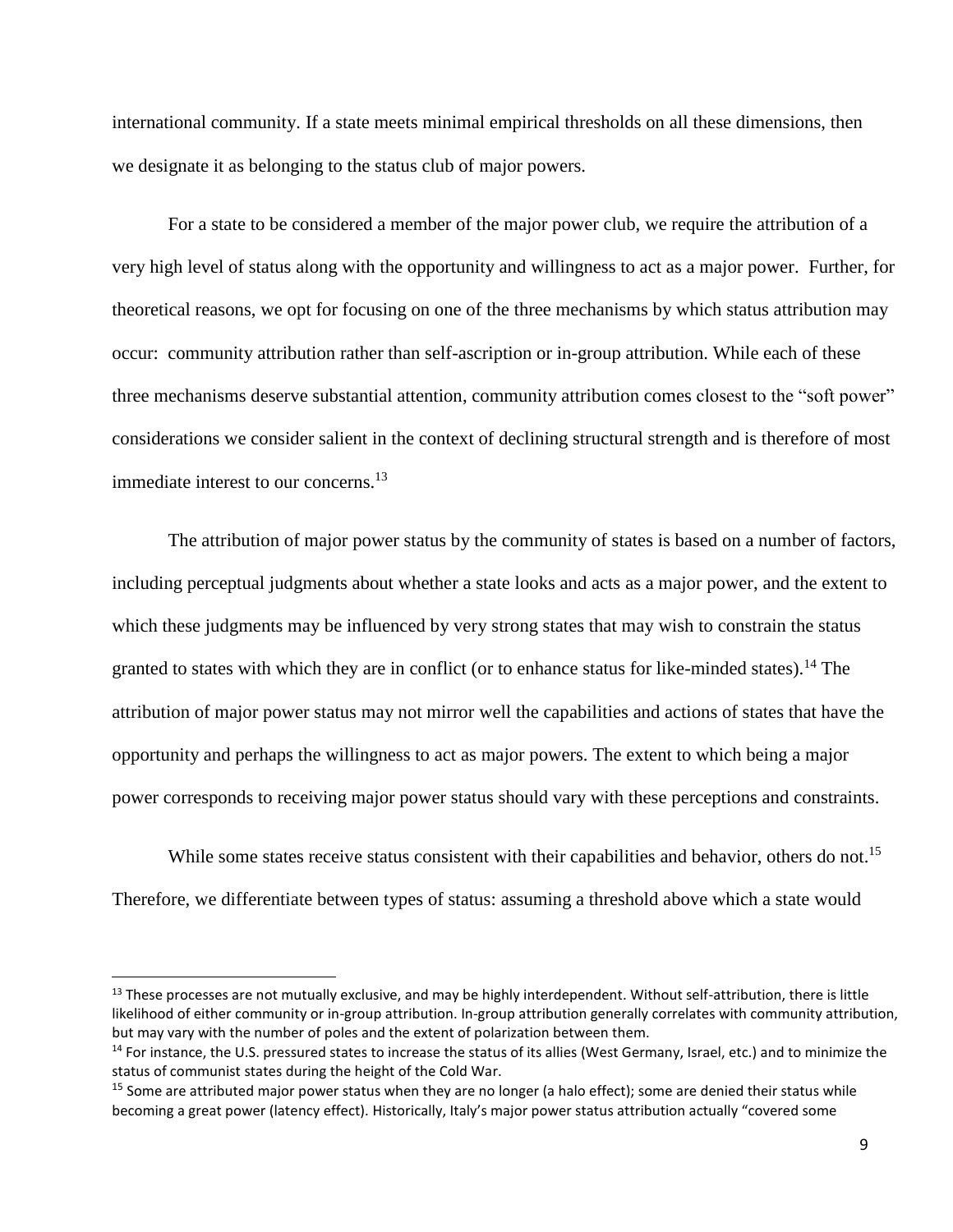international community. If a state meets minimal empirical thresholds on all these dimensions, then we designate it as belonging to the status club of major powers.

For a state to be considered a member of the major power club, we require the attribution of a very high level of status along with the opportunity and willingness to act as a major power. Further, for theoretical reasons, we opt for focusing on one of the three mechanisms by which status attribution may occur: community attribution rather than self-ascription or in-group attribution. While each of these three mechanisms deserve substantial attention, community attribution comes closest to the "soft power" considerations we consider salient in the context of declining structural strength and is therefore of most immediate interest to our concerns.[13]

The attribution of major power status by the community of states is based on a number of factors, including perceptual judgments about whether a state looks and acts as a major power, and the extent to which these judgments may be influenced by very strong states that may wish to constrain the status granted to states with which they are in conflict (or to enhance status for like-minded states).[14] The attribution of major power status may not mirror well the capabilities and actions of states that have the opportunity and perhaps the willingness to act as major powers. The extent to which being a major power corresponds to receiving major power status should vary with these perceptions and constraints.

While some states receive status consistent with their capabilities and behavior, others do not.[15] Therefore, we differentiate between types of status: assuming a threshold above which a state would

---

[13] These processes are not mutually exclusive, and may be highly interdependent. Without self-attribution, there is little likelihood of either community or in-group attribution. In-group attribution generally correlates with community attribution, but may vary with the number of poles and the extent of polarization between them.

[14] For instance, the U.S. pressured states to increase the status of its allies (West Germany, Israel, etc.) and to minimize the status of communist states during the height of the Cold War.

[15] Some are attributed major power status when they are no longer (a halo effect); some are denied their status while becoming a great power (latency effect). Historically, Italy's major power status attribution actually "covered some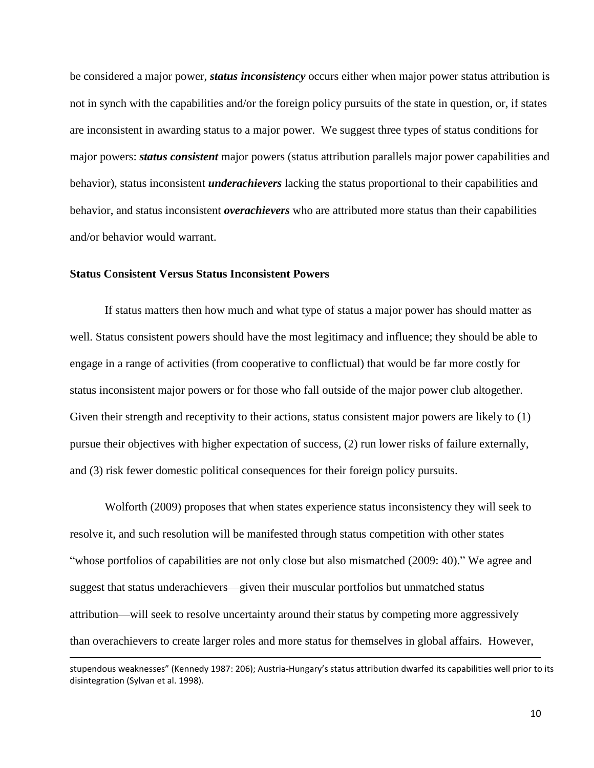be considered a major power, ***status inconsistency*** occurs either when major power status attribution is not in synch with the capabilities and/or the foreign policy pursuits of the state in question, or, if states are inconsistent in awarding status to a major power. We suggest three types of status conditions for major powers: ***status consistent*** major powers (status attribution parallels major power capabilities and behavior), status inconsistent ***underachievers*** lacking the status proportional to their capabilities and behavior, and status inconsistent ***overachievers*** who are attributed more status than their capabilities and/or behavior would warrant.

**Status Consistent Versus Status Inconsistent Powers**

If status matters then how much and what type of status a major power has should matter as well. Status consistent powers should have the most legitimacy and influence; they should be able to engage in a range of activities (from cooperative to conflictual) that would be far more costly for status inconsistent major powers or for those who fall outside of the major power club altogether. Given their strength and receptivity to their actions, status consistent major powers are likely to (1) pursue their objectives with higher expectation of success, (2) run lower risks of failure externally, and (3) risk fewer domestic political consequences for their foreign policy pursuits.

Wolforth (2009) proposes that when states experience status inconsistency they will seek to resolve it, and such resolution will be manifested through status competition with other states "whose portfolios of capabilities are not only close but also mismatched (2009: 40)." We agree and suggest that status underachievers—given their muscular portfolios but unmatched status attribution—will seek to resolve uncertainty around their status by competing more aggressively than overachievers to create larger roles and more status for themselves in global affairs. However,

stupendous weaknesses" (Kennedy 1987: 206); Austria-Hungary's status attribution dwarfed its capabilities well prior to its disintegration (Sylvan et al. 1998).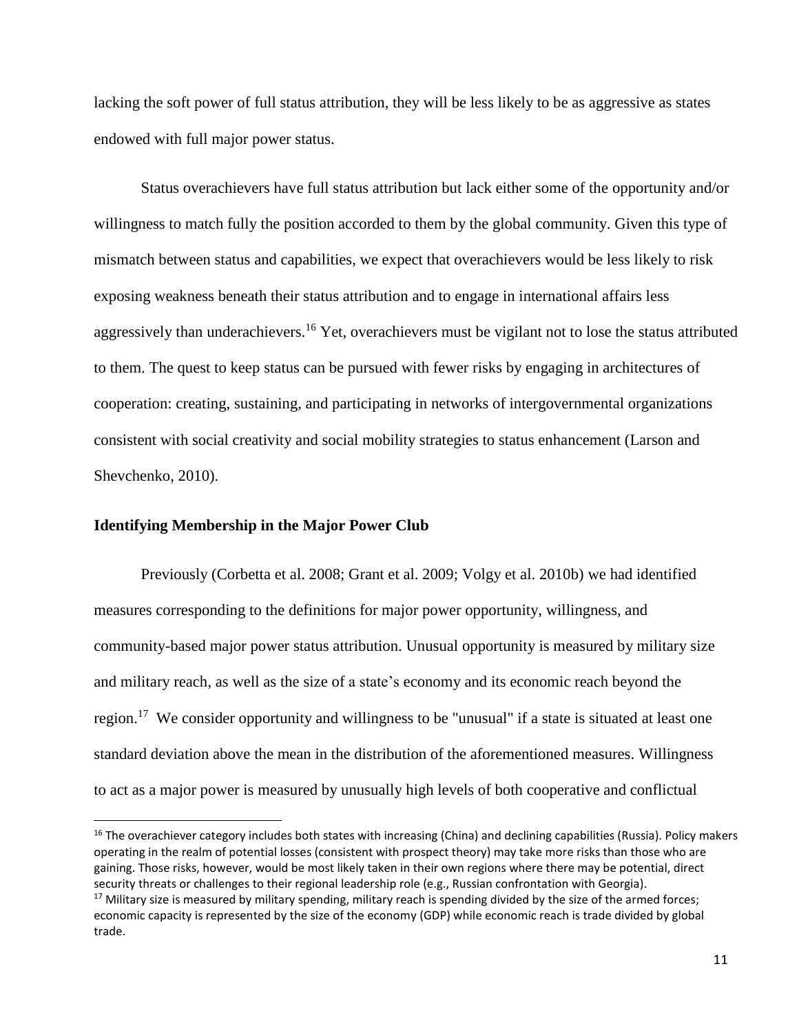lacking the soft power of full status attribution, they will be less likely to be as aggressive as states endowed with full major power status.

Status overachievers have full status attribution but lack either some of the opportunity and/or willingness to match fully the position accorded to them by the global community. Given this type of mismatch between status and capabilities, we expect that overachievers would be less likely to risk exposing weakness beneath their status attribution and to engage in international affairs less aggressively than underachievers.[16] Yet, overachievers must be vigilant not to lose the status attributed to them. The quest to keep status can be pursued with fewer risks by engaging in architectures of cooperation: creating, sustaining, and participating in networks of intergovernmental organizations consistent with social creativity and social mobility strategies to status enhancement (Larson and Shevchenko, 2010).

### Identifying Membership in the Major Power Club

Previously (Corbetta et al. 2008; Grant et al. 2009; Volgy et al. 2010b) we had identified measures corresponding to the definitions for major power opportunity, willingness, and community-based major power status attribution. Unusual opportunity is measured by military size and military reach, as well as the size of a state's economy and its economic reach beyond the region.[17] We consider opportunity and willingness to be "unusual" if a state is situated at least one standard deviation above the mean in the distribution of the aforementioned measures. Willingness to act as a major power is measured by unusually high levels of both cooperative and conflictual

---

[16] The overachiever category includes both states with increasing (China) and declining capabilities (Russia). Policy makers operating in the realm of potential losses (consistent with prospect theory) may take more risks than those who are gaining. Those risks, however, would be most likely taken in their own regions where there may be potential, direct security threats or challenges to their regional leadership role (e.g., Russian confrontation with Georgia).

[17] Military size is measured by military spending, military reach is spending divided by the size of the armed forces; economic capacity is represented by the size of the economy (GDP) while economic reach is trade divided by global trade.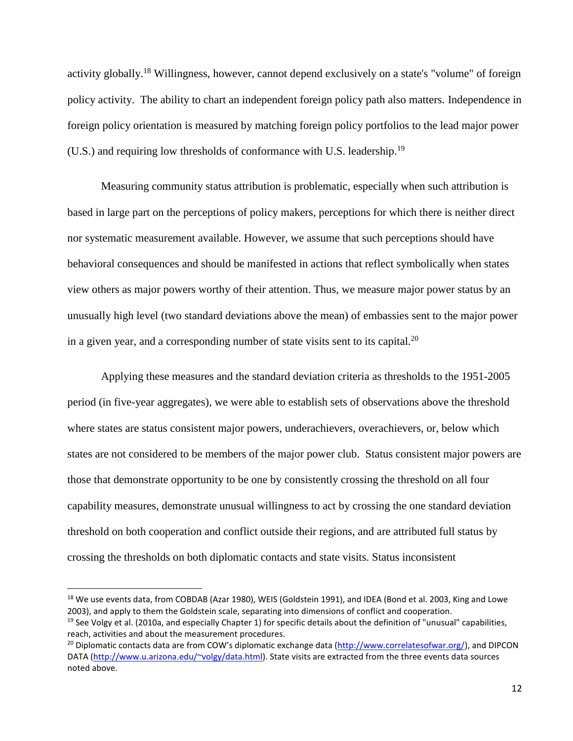activity globally.[18] Willingness, however, cannot depend exclusively on a state's "volume" of foreign policy activity. The ability to chart an independent foreign policy path also matters. Independence in foreign policy orientation is measured by matching foreign policy portfolios to the lead major power (U.S.) and requiring low thresholds of conformance with U.S. leadership.[19]

Measuring community status attribution is problematic, especially when such attribution is based in large part on the perceptions of policy makers, perceptions for which there is neither direct nor systematic measurement available. However, we assume that such perceptions should have behavioral consequences and should be manifested in actions that reflect symbolically when states view others as major powers worthy of their attention. Thus, we measure major power status by an unusually high level (two standard deviations above the mean) of embassies sent to the major power in a given year, and a corresponding number of state visits sent to its capital.[20]

Applying these measures and the standard deviation criteria as thresholds to the 1951-2005 period (in five-year aggregates), we were able to establish sets of observations above the threshold where states are status consistent major powers, underachievers, overachievers, or, below which states are not considered to be members of the major power club. Status consistent major powers are those that demonstrate opportunity to be one by consistently crossing the threshold on all four capability measures, demonstrate unusual willingness to act by crossing the one standard deviation threshold on both cooperation and conflict outside their regions, and are attributed full status by crossing the thresholds on both diplomatic contacts and state visits. Status inconsistent

---

[18] We use events data, from COBDAB (Azar 1980), WEIS (Goldstein 1991), and IDEA (Bond et al. 2003, King and Lowe 2003), and apply to them the Goldstein scale, separating into dimensions of conflict and cooperation.

[19] See Volgy et al. (2010a, and especially Chapter 1) for specific details about the definition of "unusual" capabilities, reach, activities and about the measurement procedures.

[20] Diplomatic contacts data are from COW's diplomatic exchange data (http://www.correlatesofwar.org/), and DIPCON DATA (http://www.u.arizona.edu/~volgy/data.html). State visits are extracted from the three events data sources noted above.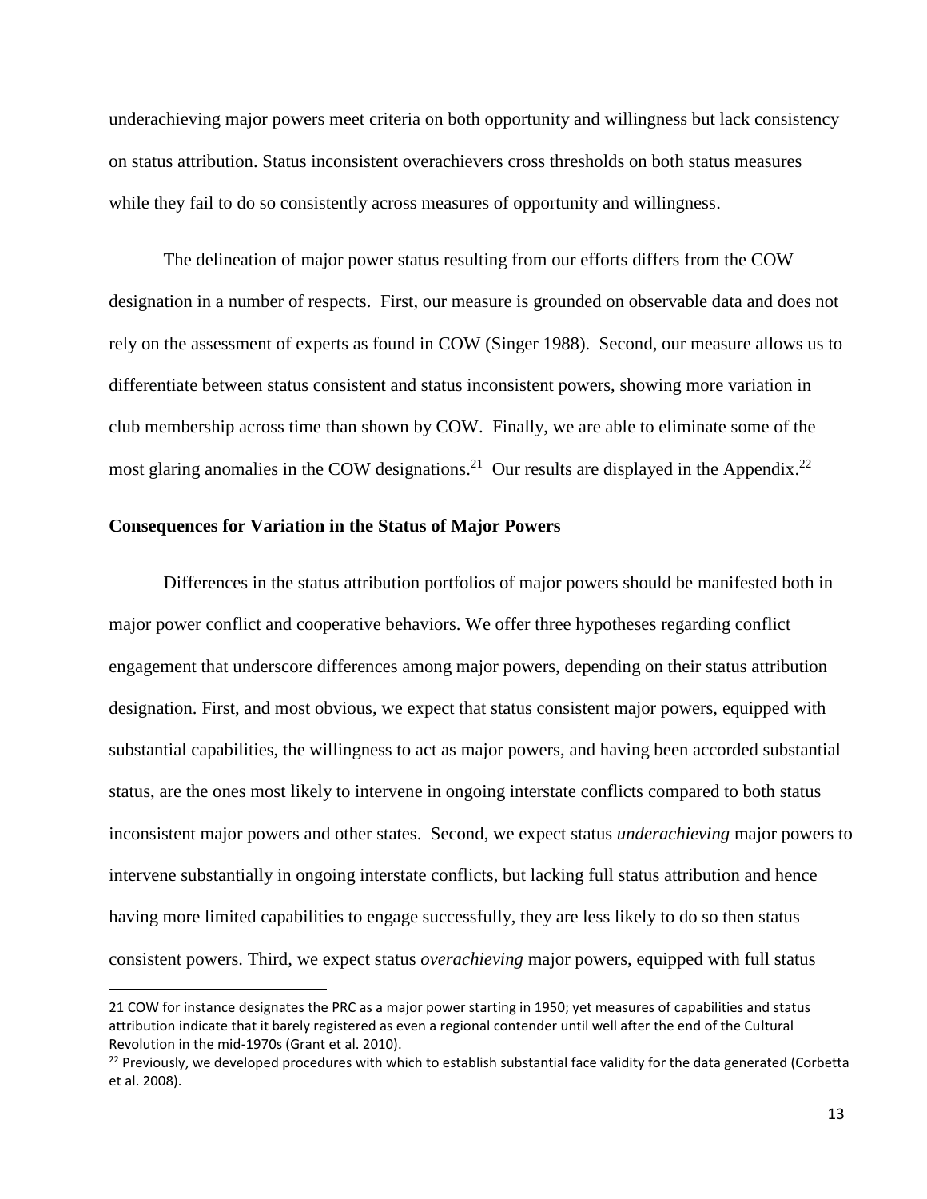underachieving major powers meet criteria on both opportunity and willingness but lack consistency on status attribution. Status inconsistent overachievers cross thresholds on both status measures while they fail to do so consistently across measures of opportunity and willingness.

The delineation of major power status resulting from our efforts differs from the COW designation in a number of respects. First, our measure is grounded on observable data and does not rely on the assessment of experts as found in COW (Singer 1988). Second, our measure allows us to differentiate between status consistent and status inconsistent powers, showing more variation in club membership across time than shown by COW. Finally, we are able to eliminate some of the most glaring anomalies in the COW designations.[21] Our results are displayed in the Appendix.[22]

**Consequences for Variation in the Status of Major Powers**

Differences in the status attribution portfolios of major powers should be manifested both in major power conflict and cooperative behaviors. We offer three hypotheses regarding conflict engagement that underscore differences among major powers, depending on their status attribution designation. First, and most obvious, we expect that status consistent major powers, equipped with substantial capabilities, the willingness to act as major powers, and having been accorded substantial status, are the ones most likely to intervene in ongoing interstate conflicts compared to both status inconsistent major powers and other states. Second, we expect status *underachieving* major powers to intervene substantially in ongoing interstate conflicts, but lacking full status attribution and hence having more limited capabilities to engage successfully, they are less likely to do so then status consistent powers. Third, we expect status *overachieving* major powers, equipped with full status

21 COW for instance designates the PRC as a major power starting in 1950; yet measures of capabilities and status attribution indicate that it barely registered as even a regional contender until well after the end of the Cultural Revolution in the mid-1970s (Grant et al. 2010).

22 Previously, we developed procedures with which to establish substantial face validity for the data generated (Corbetta et al. 2008).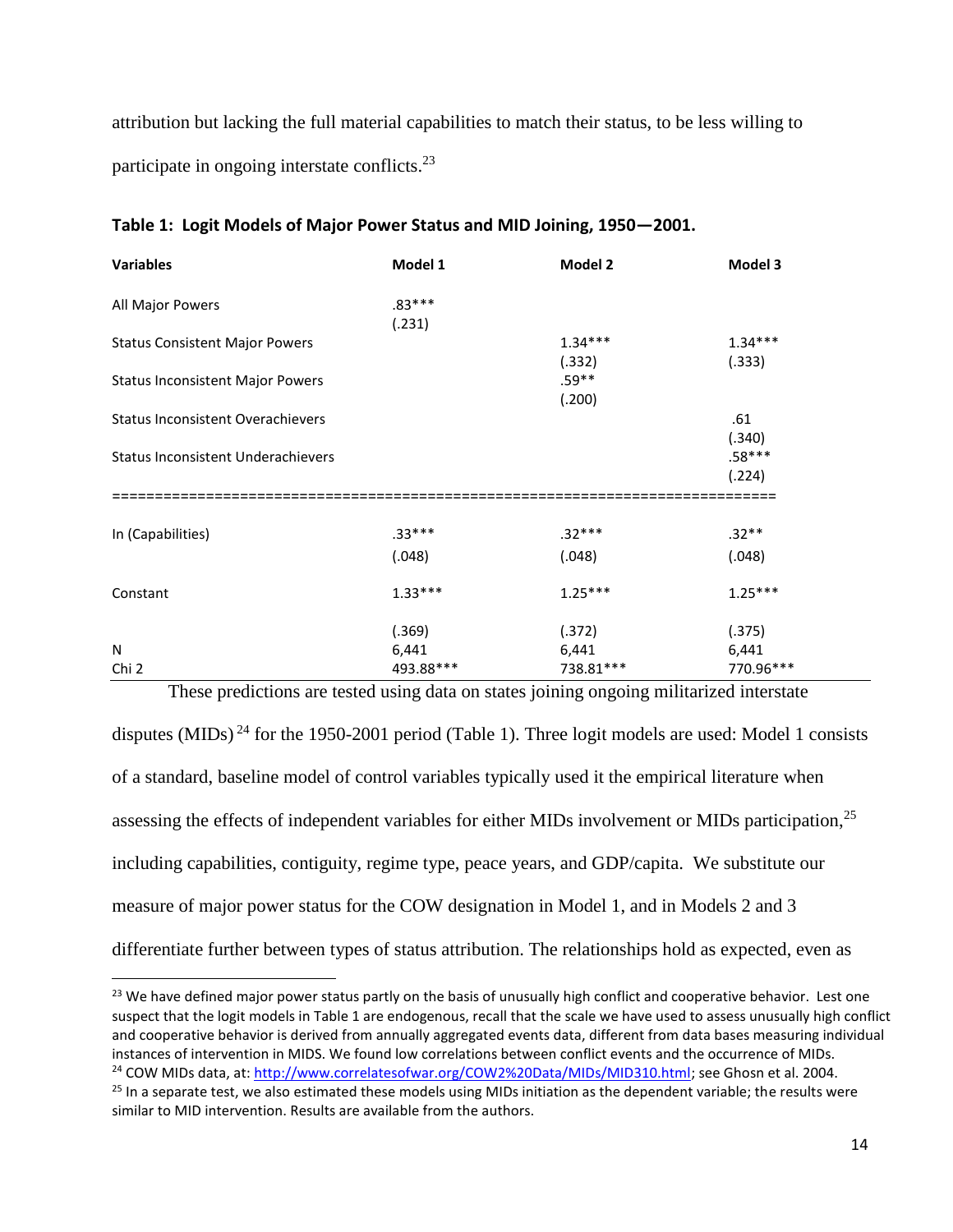attribution but lacking the full material capabilities to match their status, to be less willing to participate in ongoing interstate conflicts.[23]

**Table 1: Logit Models of Major Power Status and MID Joining, 1950—2001.**

| Variables | Model 1 | Model 2 | Model 3 |
|---|---|---|---|
| All Major Powers | .83*** (.231) | | |
| Status Consistent Major Powers | | 1.34*** (.332) | 1.34*** (.333) |
| Status Inconsistent Major Powers | | .59** (.200) | |
| Status Inconsistent Overachievers | | | .61 (.340) |
| Status Inconsistent Underachievers | | | .58*** (.224) |
| ln (Capabilities) | .33*** (.048) | .32*** (.048) | .32** (.048) |
| Constant | 1.33*** (.369) | 1.25*** (.372) | 1.25*** (.375) |
| N | 6,441 | 6,441 | 6,441 |
| Chi 2 | 493.88*** | 738.81*** | 770.96*** |

These predictions are tested using data on states joining ongoing militarized interstate disputes (MIDs)[24] for the 1950-2001 period (Table 1). Three logit models are used: Model 1 consists of a standard, baseline model of control variables typically used it the empirical literature when assessing the effects of independent variables for either MIDs involvement or MIDs participation,[25] including capabilities, contiguity, regime type, peace years, and GDP/capita. We substitute our measure of major power status for the COW designation in Model 1, and in Models 2 and 3 differentiate further between types of status attribution. The relationships hold as expected, even as

[23] We have defined major power status partly on the basis of unusually high conflict and cooperative behavior. Lest one suspect that the logit models in Table 1 are endogenous, recall that the scale we have used to assess unusually high conflict and cooperative behavior is derived from annually aggregated events data, different from data bases measuring individual instances of intervention in MIDS. We found low correlations between conflict events and the occurrence of MIDs.

[24] COW MIDs data, at: http://www.correlatesofwar.org/COW2%20Data/MIDs/MID310.html; see Ghosn et al. 2004.

[25] In a separate test, we also estimated these models using MIDs initiation as the dependent variable; the results were similar to MID intervention. Results are available from the authors.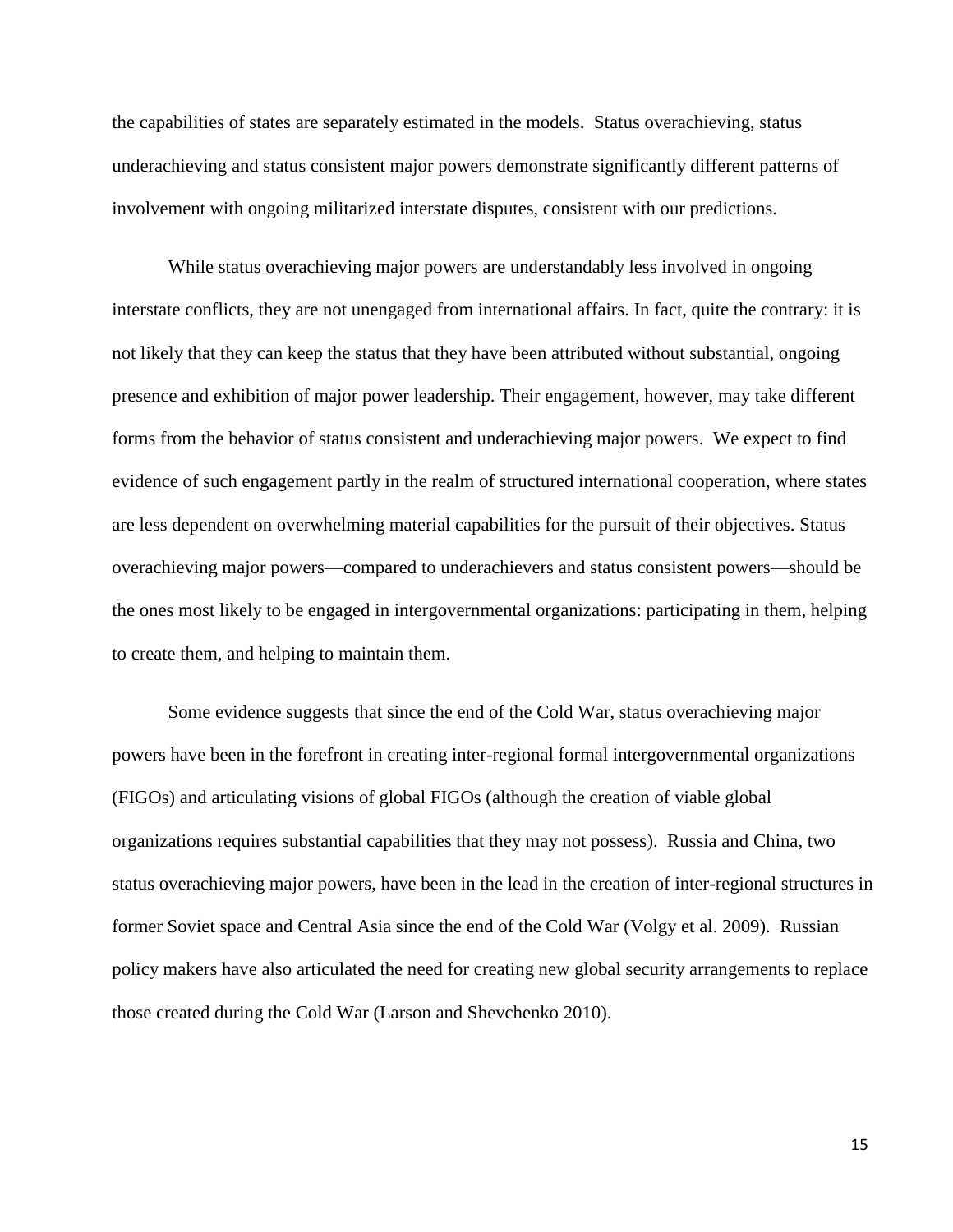the capabilities of states are separately estimated in the models. Status overachieving, status underachieving and status consistent major powers demonstrate significantly different patterns of involvement with ongoing militarized interstate disputes, consistent with our predictions.

While status overachieving major powers are understandably less involved in ongoing interstate conflicts, they are not unengaged from international affairs. In fact, quite the contrary: it is not likely that they can keep the status that they have been attributed without substantial, ongoing presence and exhibition of major power leadership. Their engagement, however, may take different forms from the behavior of status consistent and underachieving major powers. We expect to find evidence of such engagement partly in the realm of structured international cooperation, where states are less dependent on overwhelming material capabilities for the pursuit of their objectives. Status overachieving major powers—compared to underachievers and status consistent powers—should be the ones most likely to be engaged in intergovernmental organizations: participating in them, helping to create them, and helping to maintain them.

Some evidence suggests that since the end of the Cold War, status overachieving major powers have been in the forefront in creating inter-regional formal intergovernmental organizations (FIGOs) and articulating visions of global FIGOs (although the creation of viable global organizations requires substantial capabilities that they may not possess). Russia and China, two status overachieving major powers, have been in the lead in the creation of inter-regional structures in former Soviet space and Central Asia since the end of the Cold War (Volgy et al. 2009). Russian policy makers have also articulated the need for creating new global security arrangements to replace those created during the Cold War (Larson and Shevchenko 2010).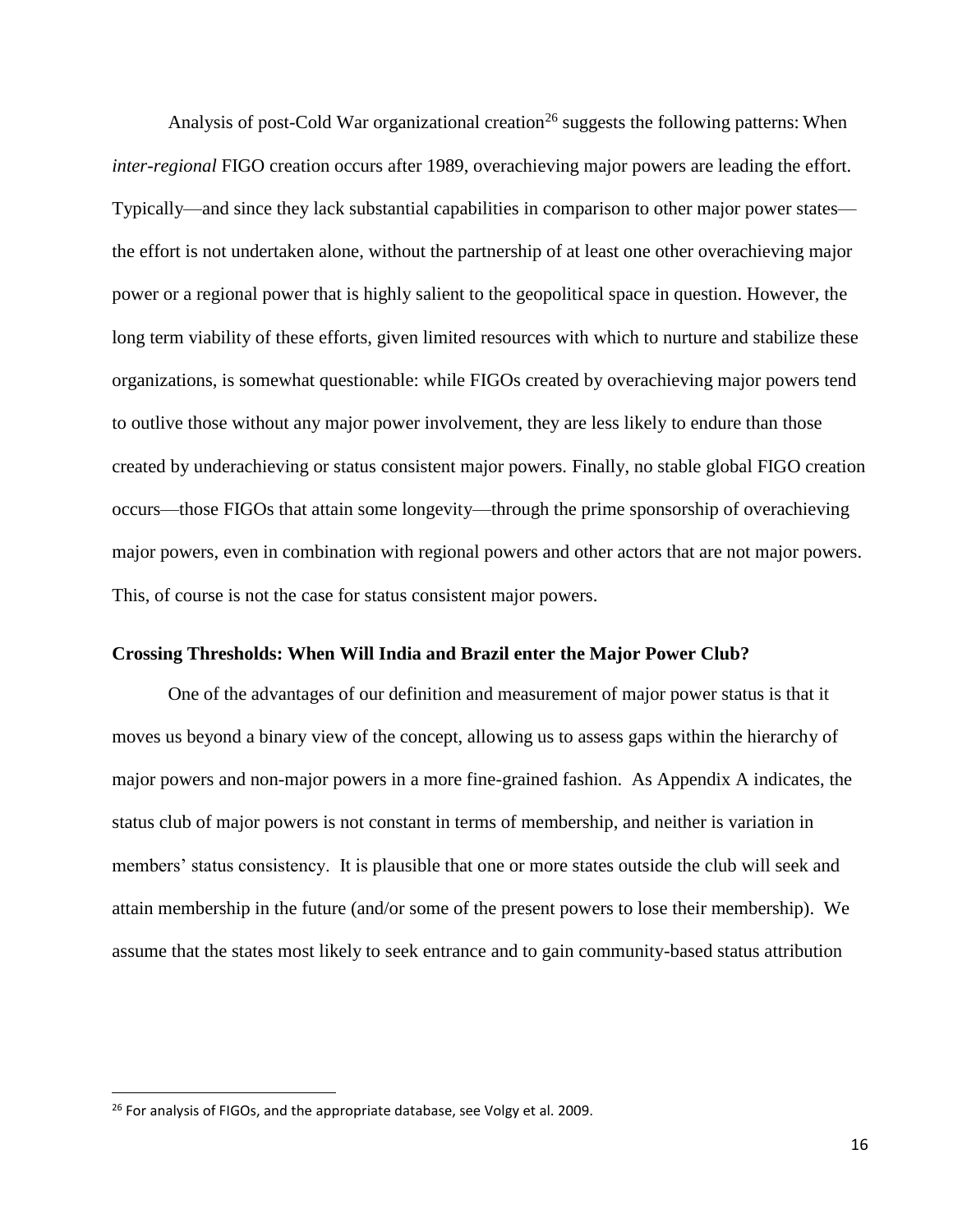Analysis of post-Cold War organizational creation[26] suggests the following patterns: When *inter-regional* FIGO creation occurs after 1989, overachieving major powers are leading the effort. Typically—and since they lack substantial capabilities in comparison to other major power states—the effort is not undertaken alone, without the partnership of at least one other overachieving major power or a regional power that is highly salient to the geopolitical space in question. However, the long term viability of these efforts, given limited resources with which to nurture and stabilize these organizations, is somewhat questionable: while FIGOs created by overachieving major powers tend to outlive those without any major power involvement, they are less likely to endure than those created by underachieving or status consistent major powers. Finally, no stable global FIGO creation occurs—those FIGOs that attain some longevity—through the prime sponsorship of overachieving major powers, even in combination with regional powers and other actors that are not major powers. This, of course is not the case for status consistent major powers.

**Crossing Thresholds: When Will India and Brazil enter the Major Power Club?**

One of the advantages of our definition and measurement of major power status is that it moves us beyond a binary view of the concept, allowing us to assess gaps within the hierarchy of major powers and non-major powers in a more fine-grained fashion. As Appendix A indicates, the status club of major powers is not constant in terms of membership, and neither is variation in members' status consistency. It is plausible that one or more states outside the club will seek and attain membership in the future (and/or some of the present powers to lose their membership). We assume that the states most likely to seek entrance and to gain community-based status attribution

---

[26] For analysis of FIGOs, and the appropriate database, see Volgy et al. 2009.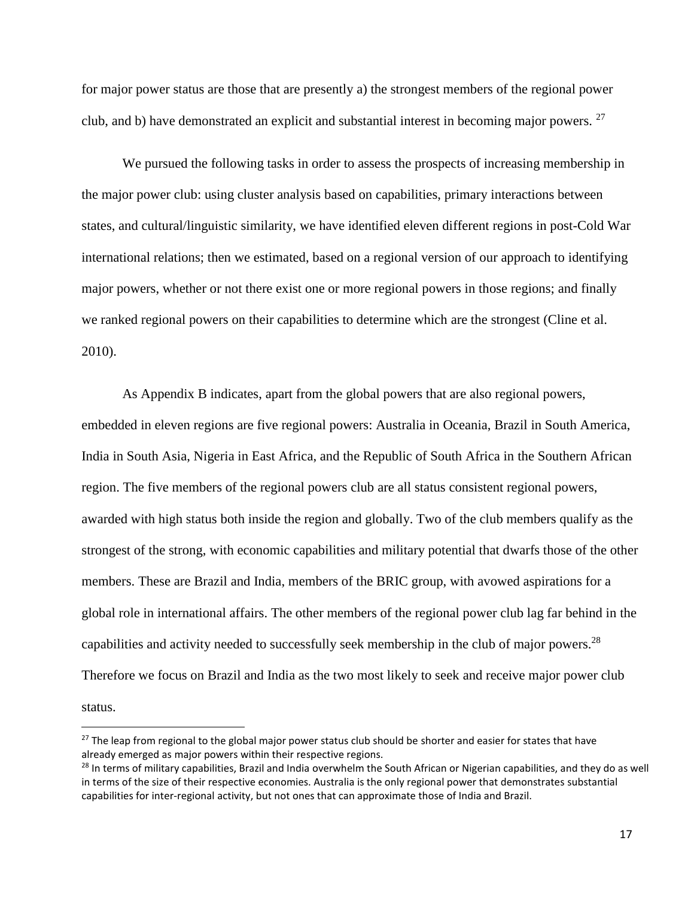for major power status are those that are presently a) the strongest members of the regional power club, and b) have demonstrated an explicit and substantial interest in becoming major powers. [27]

We pursued the following tasks in order to assess the prospects of increasing membership in the major power club: using cluster analysis based on capabilities, primary interactions between states, and cultural/linguistic similarity, we have identified eleven different regions in post-Cold War international relations; then we estimated, based on a regional version of our approach to identifying major powers, whether or not there exist one or more regional powers in those regions; and finally we ranked regional powers on their capabilities to determine which are the strongest (Cline et al. 2010).

As Appendix B indicates, apart from the global powers that are also regional powers, embedded in eleven regions are five regional powers: Australia in Oceania, Brazil in South America, India in South Asia, Nigeria in East Africa, and the Republic of South Africa in the Southern African region. The five members of the regional powers club are all status consistent regional powers, awarded with high status both inside the region and globally. Two of the club members qualify as the strongest of the strong, with economic capabilities and military potential that dwarfs those of the other members. These are Brazil and India, members of the BRIC group, with avowed aspirations for a global role in international affairs. The other members of the regional power club lag far behind in the capabilities and activity needed to successfully seek membership in the club of major powers.[28] Therefore we focus on Brazil and India as the two most likely to seek and receive major power club status.

[27] The leap from regional to the global major power status club should be shorter and easier for states that have already emerged as major powers within their respective regions.

[28] In terms of military capabilities, Brazil and India overwhelm the South African or Nigerian capabilities, and they do as well in terms of the size of their respective economies. Australia is the only regional power that demonstrates substantial capabilities for inter-regional activity, but not ones that can approximate those of India and Brazil.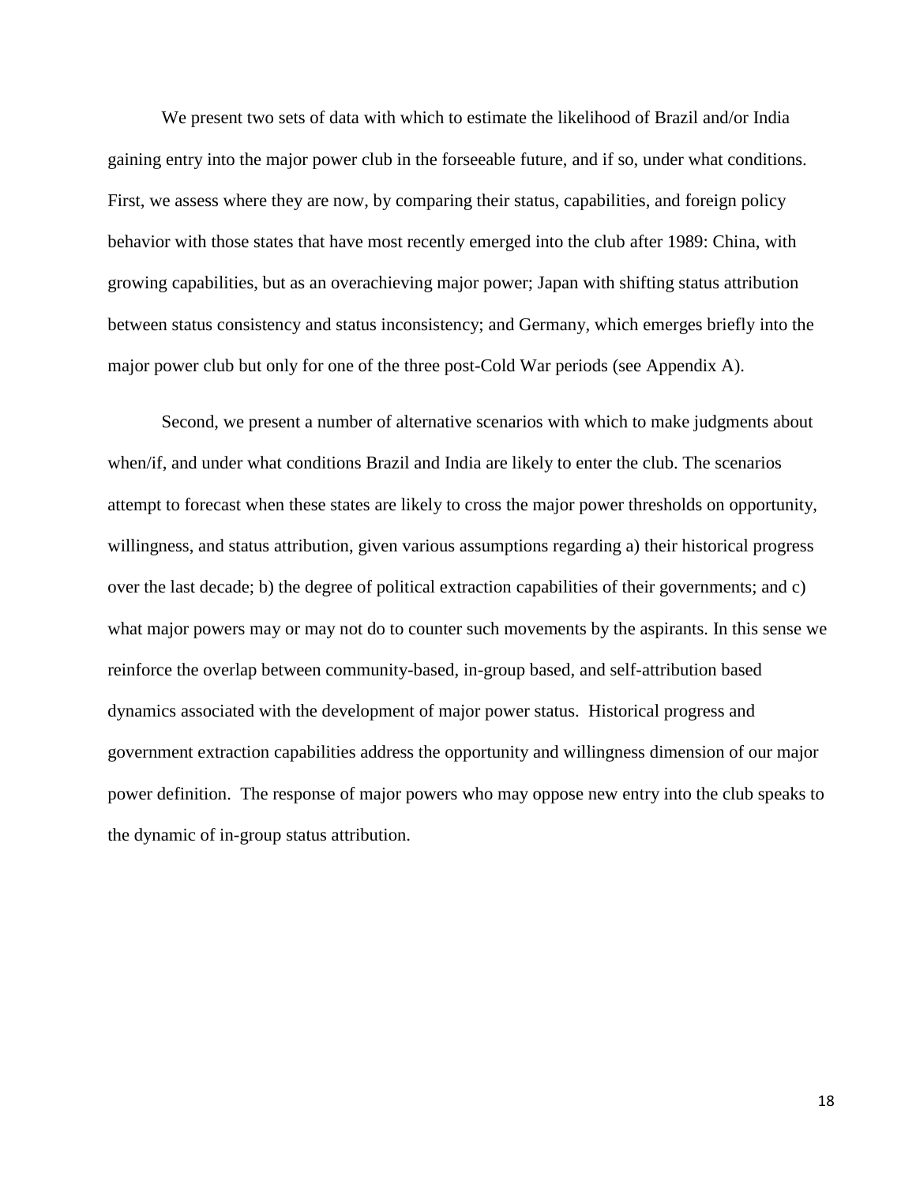We present two sets of data with which to estimate the likelihood of Brazil and/or India gaining entry into the major power club in the forseeable future, and if so, under what conditions. First, we assess where they are now, by comparing their status, capabilities, and foreign policy behavior with those states that have most recently emerged into the club after 1989: China, with growing capabilities, but as an overachieving major power; Japan with shifting status attribution between status consistency and status inconsistency; and Germany, which emerges briefly into the major power club but only for one of the three post-Cold War periods (see Appendix A).

Second, we present a number of alternative scenarios with which to make judgments about when/if, and under what conditions Brazil and India are likely to enter the club. The scenarios attempt to forecast when these states are likely to cross the major power thresholds on opportunity, willingness, and status attribution, given various assumptions regarding a) their historical progress over the last decade; b) the degree of political extraction capabilities of their governments; and c) what major powers may or may not do to counter such movements by the aspirants. In this sense we reinforce the overlap between community-based, in-group based, and self-attribution based dynamics associated with the development of major power status. Historical progress and government extraction capabilities address the opportunity and willingness dimension of our major power definition. The response of major powers who may oppose new entry into the club speaks to the dynamic of in-group status attribution.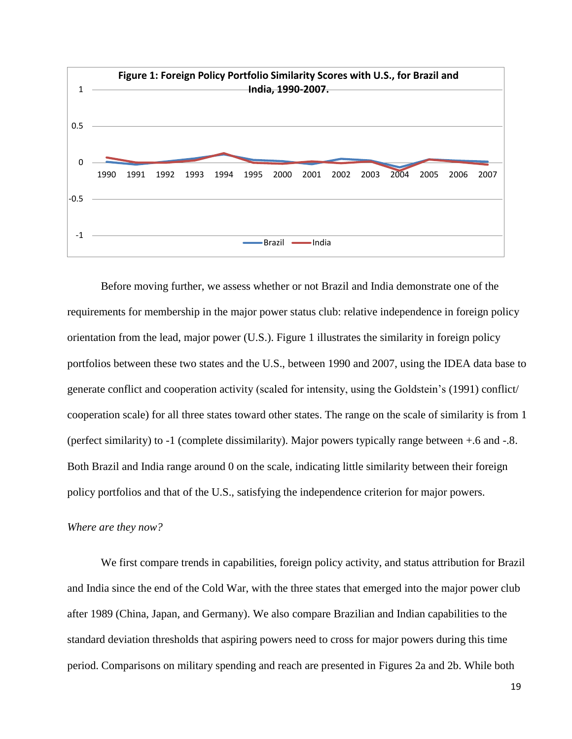**Figure 1: Foreign Policy Portfolio Similarity Scores with U.S., for Brazil and India, 1990-2007.**

Before moving further, we assess whether or not Brazil and India demonstrate one of the requirements for membership in the major power status club: relative independence in foreign policy orientation from the lead, major power (U.S.). Figure 1 illustrates the similarity in foreign policy portfolios between these two states and the U.S., between 1990 and 2007, using the IDEA data base to generate conflict and cooperation activity (scaled for intensity, using the Goldstein's (1991) conflict/ cooperation scale) for all three states toward other states. The range on the scale of similarity is from 1 (perfect similarity) to -1 (complete dissimilarity). Major powers typically range between +.6 and -.8. Both Brazil and India range around 0 on the scale, indicating little similarity between their foreign policy portfolios and that of the U.S., satisfying the independence criterion for major powers.

*Where are they now?*

We first compare trends in capabilities, foreign policy activity, and status attribution for Brazil and India since the end of the Cold War, with the three states that emerged into the major power club after 1989 (China, Japan, and Germany). We also compare Brazilian and Indian capabilities to the standard deviation thresholds that aspiring powers need to cross for major powers during this time period. Comparisons on military spending and reach are presented in Figures 2a and 2b. While both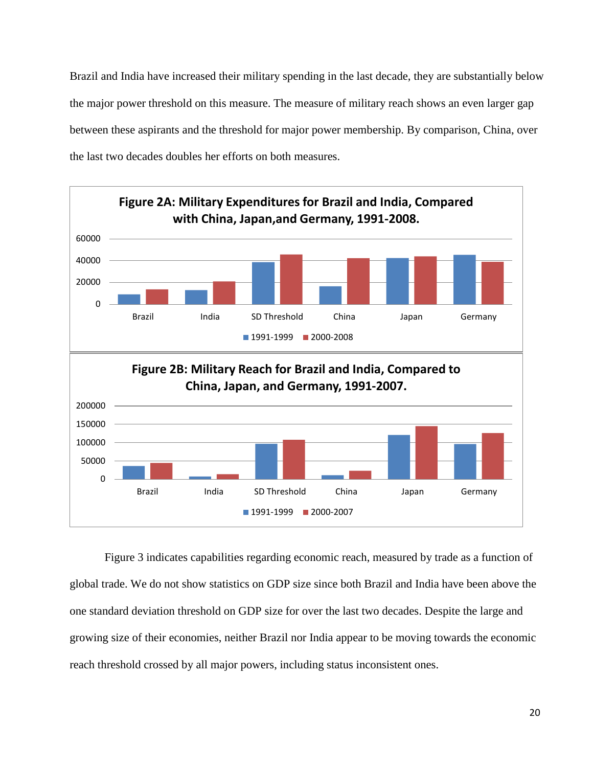Brazil and India have increased their military spending in the last decade, they are substantially below the major power threshold on this measure. The measure of military reach shows an even larger gap between these aspirants and the threshold for major power membership. By comparison, China, over the last two decades doubles her efforts on both measures.

**Figure 2A: Military Expenditures for Brazil and India, Compared with China, Japan,and Germany, 1991-2008.**

**Figure 2B: Military Reach for Brazil and India, Compared to China, Japan, and Germany, 1991-2007.**

Figure 3 indicates capabilities regarding economic reach, measured by trade as a function of global trade. We do not show statistics on GDP size since both Brazil and India have been above the one standard deviation threshold on GDP size for over the last two decades. Despite the large and growing size of their economies, neither Brazil nor India appear to be moving towards the economic reach threshold crossed by all major powers, including status inconsistent ones.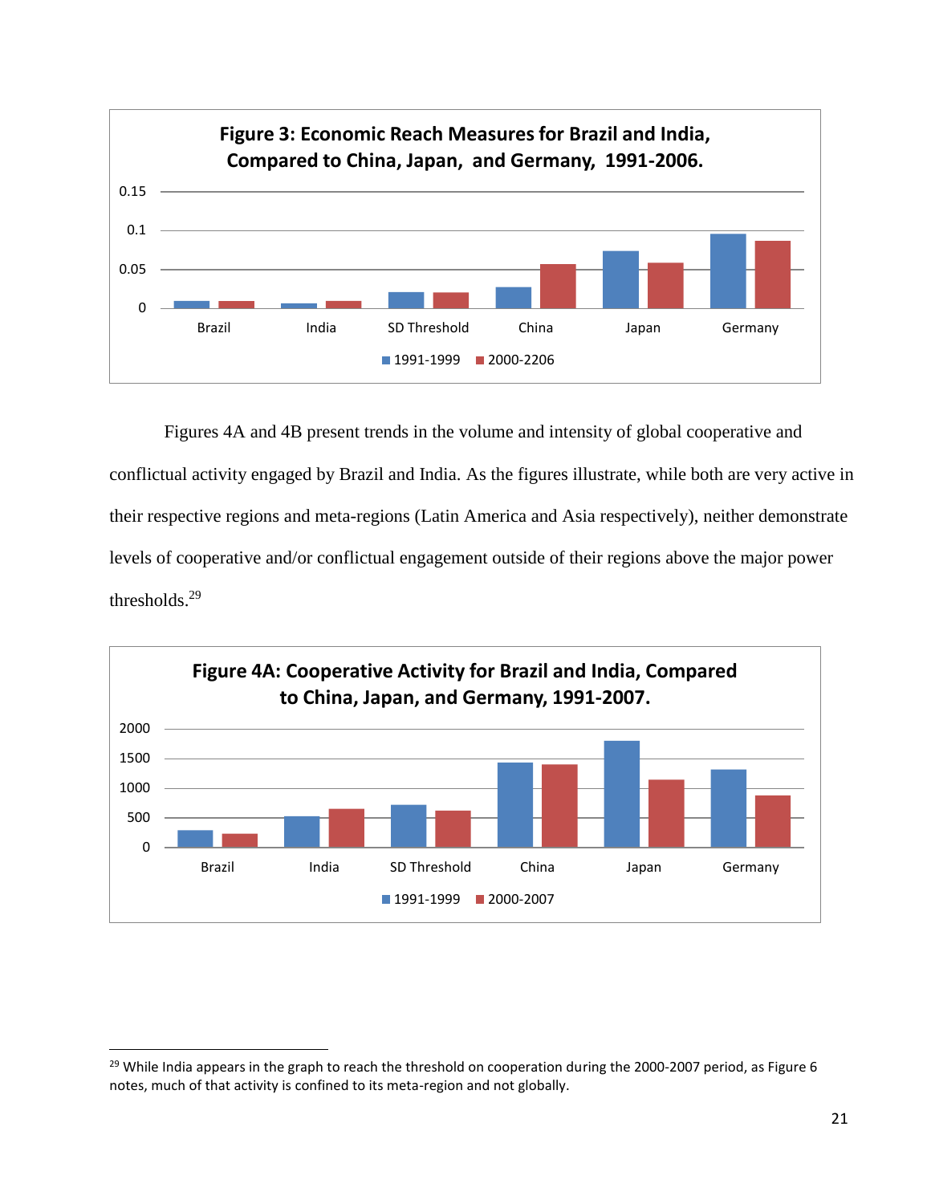**Figure 3: Economic Reach Measures for Brazil and India, Compared to China, Japan, and Germany, 1991-2006.**

Figures 4A and 4B present trends in the volume and intensity of global cooperative and conflictual activity engaged by Brazil and India. As the figures illustrate, while both are very active in their respective regions and meta-regions (Latin America and Asia respectively), neither demonstrate levels of cooperative and/or conflictual engagement outside of their regions above the major power thresholds.[29]

**Figure 4A: Cooperative Activity for Brazil and India, Compared to China, Japan, and Germany, 1991-2007.**

[29] While India appears in the graph to reach the threshold on cooperation during the 2000-2007 period, as Figure 6 notes, much of that activity is confined to its meta-region and not globally.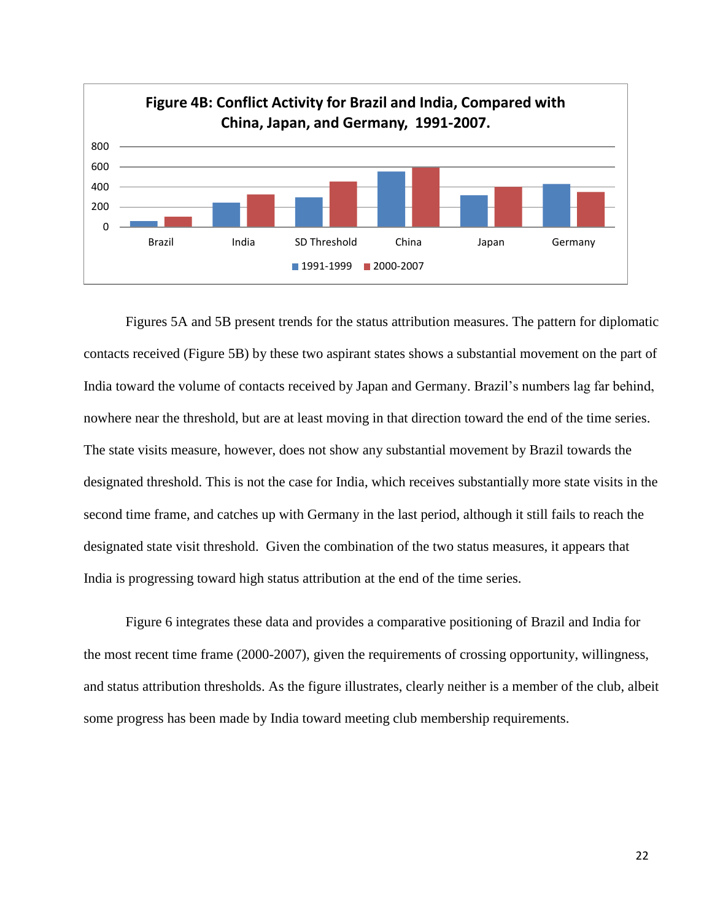**Figure 4B: Conflict Activity for Brazil and India, Compared with China, Japan, and Germany, 1991-2007.**

Figures 5A and 5B present trends for the status attribution measures. The pattern for diplomatic contacts received (Figure 5B) by these two aspirant states shows a substantial movement on the part of India toward the volume of contacts received by Japan and Germany. Brazil's numbers lag far behind, nowhere near the threshold, but are at least moving in that direction toward the end of the time series. The state visits measure, however, does not show any substantial movement by Brazil towards the designated threshold. This is not the case for India, which receives substantially more state visits in the second time frame, and catches up with Germany in the last period, although it still fails to reach the designated state visit threshold. Given the combination of the two status measures, it appears that India is progressing toward high status attribution at the end of the time series.

Figure 6 integrates these data and provides a comparative positioning of Brazil and India for the most recent time frame (2000-2007), given the requirements of crossing opportunity, willingness, and status attribution thresholds. As the figure illustrates, clearly neither is a member of the club, albeit some progress has been made by India toward meeting club membership requirements.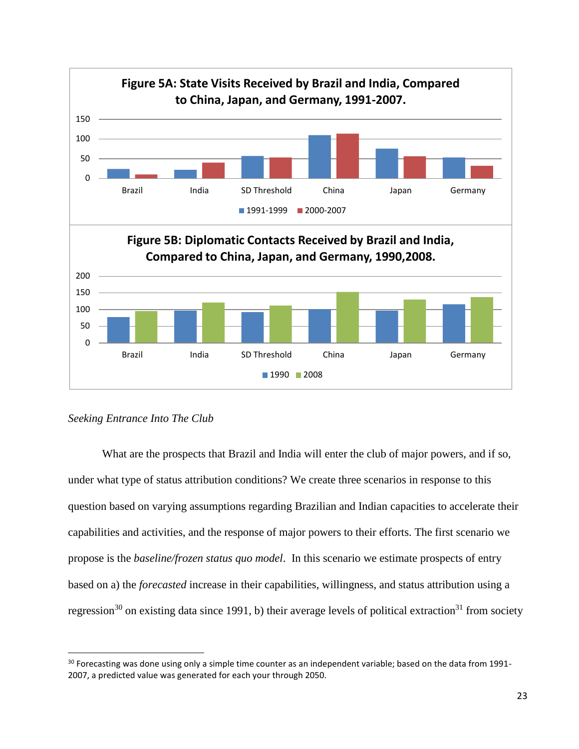**Figure 5A: State Visits Received by Brazil and India, Compared to China, Japan, and Germany, 1991-2007.**

**Figure 5B: Diplomatic Contacts Received by Brazil and India, Compared to China, Japan, and Germany, 1990,2008.**

*Seeking Entrance Into The Club*

What are the prospects that Brazil and India will enter the club of major powers, and if so, under what type of status attribution conditions? We create three scenarios in response to this question based on varying assumptions regarding Brazilian and Indian capacities to accelerate their capabilities and activities, and the response of major powers to their efforts. The first scenario we propose is the *baseline/frozen status quo model*. In this scenario we estimate prospects of entry based on a) the *forecasted* increase in their capabilities, willingness, and status attribution using a regression[30] on existing data since 1991, b) their average levels of political extraction[31] from society

[30] Forecasting was done using only a simple time counter as an independent variable; based on the data from 1991-2007, a predicted value was generated for each your through 2050.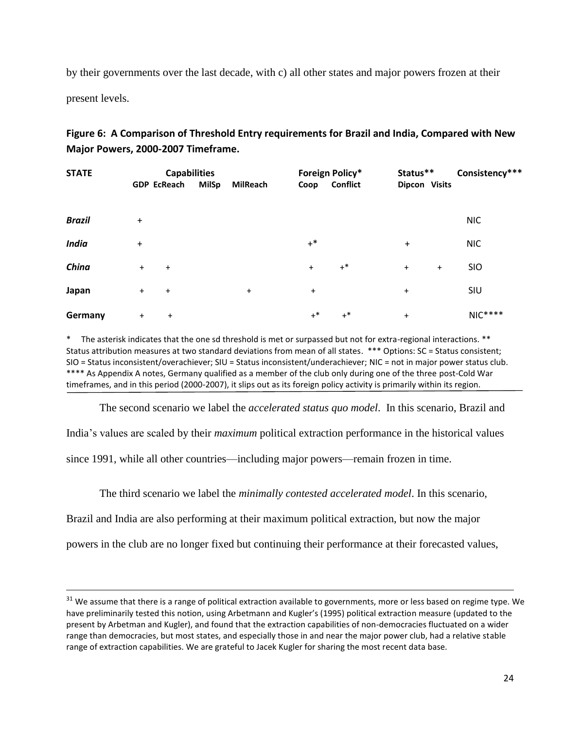by their governments over the last decade, with c) all other states and major powers frozen at their present levels.

**Figure 6: A Comparison of Threshold Entry requirements for Brazil and India, Compared with New Major Powers, 2000-2007 Timeframe.**

| STATE | Capabilities | | | | Foreign Policy* | | Status** | | Consistency*** |
|---|---|---|---|---|---|---|---|---|---|
| | GDP | EcReach | MilSp | MilReach | Coop | Conflict | Dipcon | Visits | |
| ***Brazil*** | + | | | | | | | | NIC |
| ***India*** | + | | | | +* | | + | | NIC |
| ***China*** | + | + | | | + | +* | + | + | SIO |
| **Japan** | + | + | | + | + | | + | | SIU |
| **Germany** | + | + | | | +* | +* | + | | NIC**** |

\* The asterisk indicates that the one sd threshold is met or surpassed but not for extra-regional interactions. ** Status attribution measures at two standard deviations from mean of all states. *** Options: SC = Status consistent; SIO = Status inconsistent/overachiever; SIU = Status inconsistent/underachiever; NIC = not in major power status club. **** As Appendix A notes, Germany qualified as a member of the club only during one of the three post-Cold War timeframes, and in this period (2000-2007), it slips out as its foreign policy activity is primarily within its region.

The second scenario we label the *accelerated status quo model*. In this scenario, Brazil and India's values are scaled by their *maximum* political extraction performance in the historical values since 1991, while all other countries—including major powers—remain frozen in time.

The third scenario we label the *minimally contested accelerated model*. In this scenario, Brazil and India are also performing at their maximum political extraction, but now the major powers in the club are no longer fixed but continuing their performance at their forecasted values,

---

[31] We assume that there is a range of political extraction available to governments, more or less based on regime type. We have preliminarily tested this notion, using Arbetmann and Kugler's (1995) political extraction measure (updated to the present by Arbetman and Kugler), and found that the extraction capabilities of non-democracies fluctuated on a wider range than democracies, but most states, and especially those in and near the major power club, had a relative stable range of extraction capabilities. We are grateful to Jacek Kugler for sharing the most recent data base.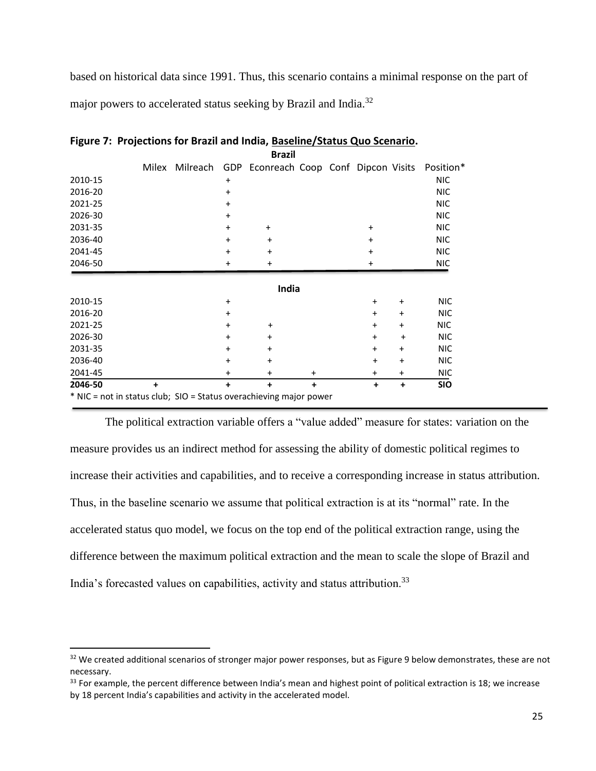based on historical data since 1991. Thus, this scenario contains a minimal response on the part of major powers to accelerated status seeking by Brazil and India.[32]

**Figure 7: Projections for Brazil and India, Baseline/Status Quo Scenario.**

| | Milex | Milreach | GDP | Econreach | Coop | Conf | Dipcon | Visits | Position* |
|---|---|---|---|---|---|---|---|---|---|
| **Brazil** | | | | | | | | | |
| 2010-15 | | | + | | | | | | NIC |
| 2016-20 | | | + | | | | | | NIC |
| 2021-25 | | | + | | | | | | NIC |
| 2026-30 | | | + | | | | | | NIC |
| 2031-35 | | | + | + | | | + | | NIC |
| 2036-40 | | | + | + | | | + | | NIC |
| 2041-45 | | | + | + | | | + | | NIC |
| 2046-50 | | | + | + | | | + | | NIC |
| **India** | | | | | | | | | |
| 2010-15 | | | + | | | | + | + | NIC |
| 2016-20 | | | + | | | | + | + | NIC |
| 2021-25 | | | + | + | | | + | + | NIC |
| 2026-30 | | | + | + | | | + | + | NIC |
| 2031-35 | | | + | + | | | + | + | NIC |
| 2036-40 | | | + | + | | | + | + | NIC |
| 2041-45 | | | + | + | + | | + | + | NIC |
| **2046-50** | **+** | | **+** | **+** | **+** | | **+** | **+** | **SIO** |

\* NIC = not in status club; SIO = Status overachieving major power

The political extraction variable offers a "value added" measure for states: variation on the measure provides us an indirect method for assessing the ability of domestic political regimes to increase their activities and capabilities, and to receive a corresponding increase in status attribution. Thus, in the baseline scenario we assume that political extraction is at its "normal" rate. In the accelerated status quo model, we focus on the top end of the political extraction range, using the difference between the maximum political extraction and the mean to scale the slope of Brazil and India's forecasted values on capabilities, activity and status attribution.[33]

---

[32] We created additional scenarios of stronger major power responses, but as Figure 9 below demonstrates, these are not necessary.

[33] For example, the percent difference between India's mean and highest point of political extraction is 18; we increase by 18 percent India's capabilities and activity in the accelerated model.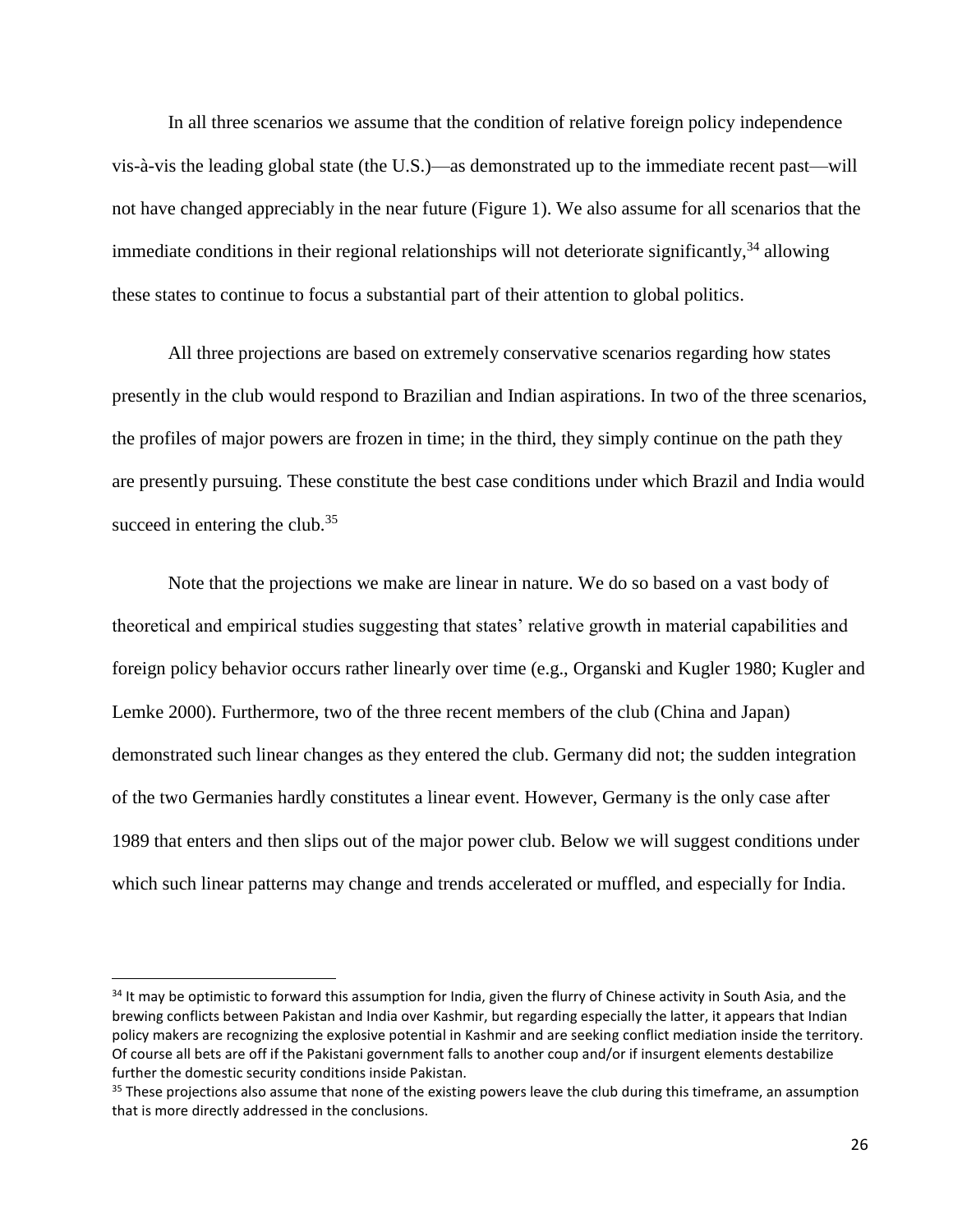In all three scenarios we assume that the condition of relative foreign policy independence vis-à-vis the leading global state (the U.S.)—as demonstrated up to the immediate recent past—will not have changed appreciably in the near future (Figure 1). We also assume for all scenarios that the immediate conditions in their regional relationships will not deteriorate significantly,[34] allowing these states to continue to focus a substantial part of their attention to global politics.

All three projections are based on extremely conservative scenarios regarding how states presently in the club would respond to Brazilian and Indian aspirations. In two of the three scenarios, the profiles of major powers are frozen in time; in the third, they simply continue on the path they are presently pursuing. These constitute the best case conditions under which Brazil and India would succeed in entering the club.[35]

Note that the projections we make are linear in nature. We do so based on a vast body of theoretical and empirical studies suggesting that states' relative growth in material capabilities and foreign policy behavior occurs rather linearly over time (e.g., Organski and Kugler 1980; Kugler and Lemke 2000). Furthermore, two of the three recent members of the club (China and Japan) demonstrated such linear changes as they entered the club. Germany did not; the sudden integration of the two Germanies hardly constitutes a linear event. However, Germany is the only case after 1989 that enters and then slips out of the major power club. Below we will suggest conditions under which such linear patterns may change and trends accelerated or muffled, and especially for India.

---

[34] It may be optimistic to forward this assumption for India, given the flurry of Chinese activity in South Asia, and the brewing conflicts between Pakistan and India over Kashmir, but regarding especially the latter, it appears that Indian policy makers are recognizing the explosive potential in Kashmir and are seeking conflict mediation inside the territory. Of course all bets are off if the Pakistani government falls to another coup and/or if insurgent elements destabilize further the domestic security conditions inside Pakistan.

[35] These projections also assume that none of the existing powers leave the club during this timeframe, an assumption that is more directly addressed in the conclusions.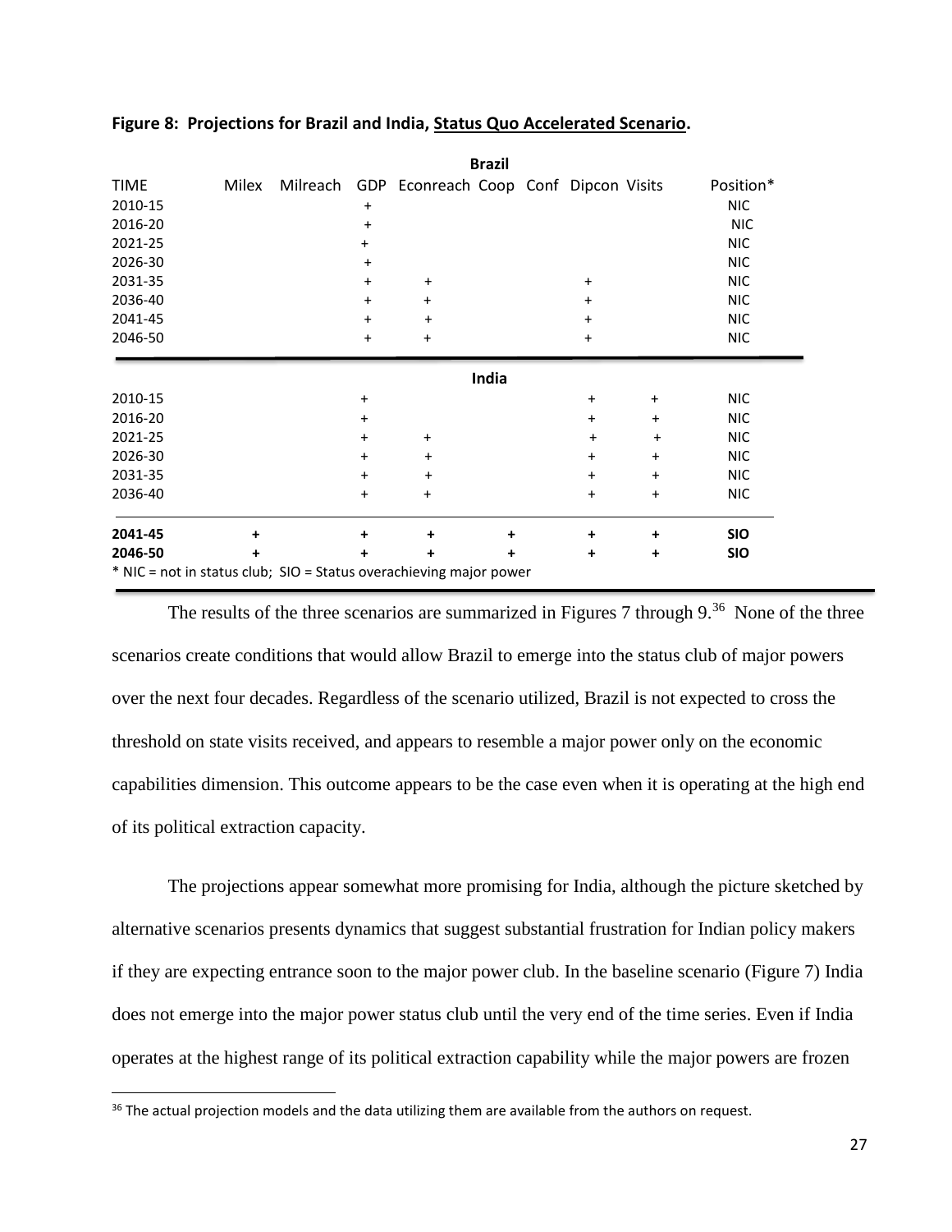**Figure 8: Projections for Brazil and India, Status Quo Accelerated Scenario.**

| TIME | Milex | Milreach | GDP | Econreach | Coop | Conf | Dipcon | Visits | Position* |
|---|---|---|---|---|---|---|---|---|---|
| **Brazil** | | | | | | | | | |
| 2010-15 | | | + | | | | | | NIC |
| 2016-20 | | | + | | | | | | NIC |
| 2021-25 | | | + | | | | | | NIC |
| 2026-30 | | | + | | | | | | NIC |
| 2031-35 | | | + | + | | | + | | NIC |
| 2036-40 | | | + | + | | | + | | NIC |
| 2041-45 | | | + | + | | | + | | NIC |
| 2046-50 | | | + | + | | | + | | NIC |
| **India** | | | | | | | | | |
| 2010-15 | | | + | | | | + | + | NIC |
| 2016-20 | | | + | | | | + | + | NIC |
| 2021-25 | | | + | + | | | + | + | NIC |
| 2026-30 | | | + | + | | | + | + | NIC |
| 2031-35 | | | + | + | | | + | + | NIC |
| 2036-40 | | | + | + | | | + | + | NIC |
| **2041-45** | **+** | | **+** | **+** | **+** | | **+** | **+** | **SIO** |
| **2046-50** | **+** | | **+** | **+** | **+** | | **+** | **+** | **SIO** |

* NIC = not in status club; SIO = Status overachieving major power

The results of the three scenarios are summarized in Figures 7 through 9.[36] None of the three scenarios create conditions that would allow Brazil to emerge into the status club of major powers over the next four decades. Regardless of the scenario utilized, Brazil is not expected to cross the threshold on state visits received, and appears to resemble a major power only on the economic capabilities dimension. This outcome appears to be the case even when it is operating at the high end of its political extraction capacity.

The projections appear somewhat more promising for India, although the picture sketched by alternative scenarios presents dynamics that suggest substantial frustration for Indian policy makers if they are expecting entrance soon to the major power club. In the baseline scenario (Figure 7) India does not emerge into the major power status club until the very end of the time series. Even if India operates at the highest range of its political extraction capability while the major powers are frozen

[36] The actual projection models and the data utilizing them are available from the authors on request.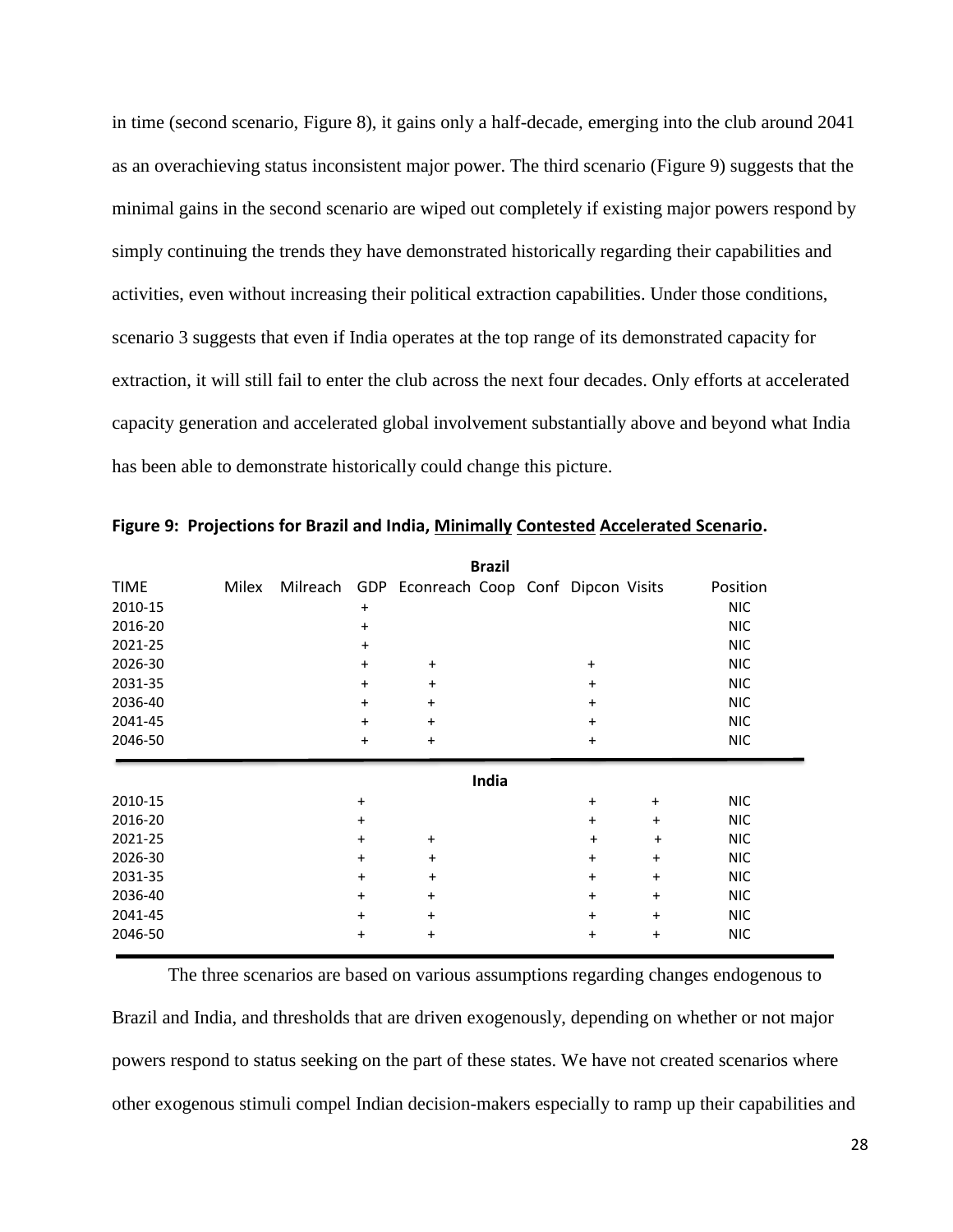in time (second scenario, Figure 8), it gains only a half-decade, emerging into the club around 2041 as an overachieving status inconsistent major power. The third scenario (Figure 9) suggests that the minimal gains in the second scenario are wiped out completely if existing major powers respond by simply continuing the trends they have demonstrated historically regarding their capabilities and activities, even without increasing their political extraction capabilities. Under those conditions, scenario 3 suggests that even if India operates at the top range of its demonstrated capacity for extraction, it will still fail to enter the club across the next four decades. Only efforts at accelerated capacity generation and accelerated global involvement substantially above and beyond what India has been able to demonstrate historically could change this picture.

**Figure 9: Projections for Brazil and India, Minimally Contested Accelerated Scenario.**

| TIME | Milex | Milreach | GDP | Econreach | Coop | Conf | Dipcon | Visits | Position |
|---|---|---|---|---|---|---|---|---|---|
| **Brazil** | | | | | | | | | |
| 2010-15 | | | + | | | | | | NIC |
| 2016-20 | | | + | | | | | | NIC |
| 2021-25 | | | + | | | | | | NIC |
| 2026-30 | | | + | + | | | + | | NIC |
| 2031-35 | | | + | + | | | + | | NIC |
| 2036-40 | | | + | + | | | + | | NIC |
| 2041-45 | | | + | + | | | + | | NIC |
| 2046-50 | | | + | + | | | + | | NIC |
| **India** | | | | | | | | | |
| 2010-15 | | | + | | | | + | + | NIC |
| 2016-20 | | | + | | | | + | + | NIC |
| 2021-25 | | | + | + | | | + | + | NIC |
| 2026-30 | | | + | + | | | + | + | NIC |
| 2031-35 | | | + | + | | | + | + | NIC |
| 2036-40 | | | + | + | | | + | + | NIC |
| 2041-45 | | | + | + | | | + | + | NIC |
| 2046-50 | | | + | + | | | + | + | NIC |

The three scenarios are based on various assumptions regarding changes endogenous to Brazil and India, and thresholds that are driven exogenously, depending on whether or not major powers respond to status seeking on the part of these states. We have not created scenarios where other exogenous stimuli compel Indian decision-makers especially to ramp up their capabilities and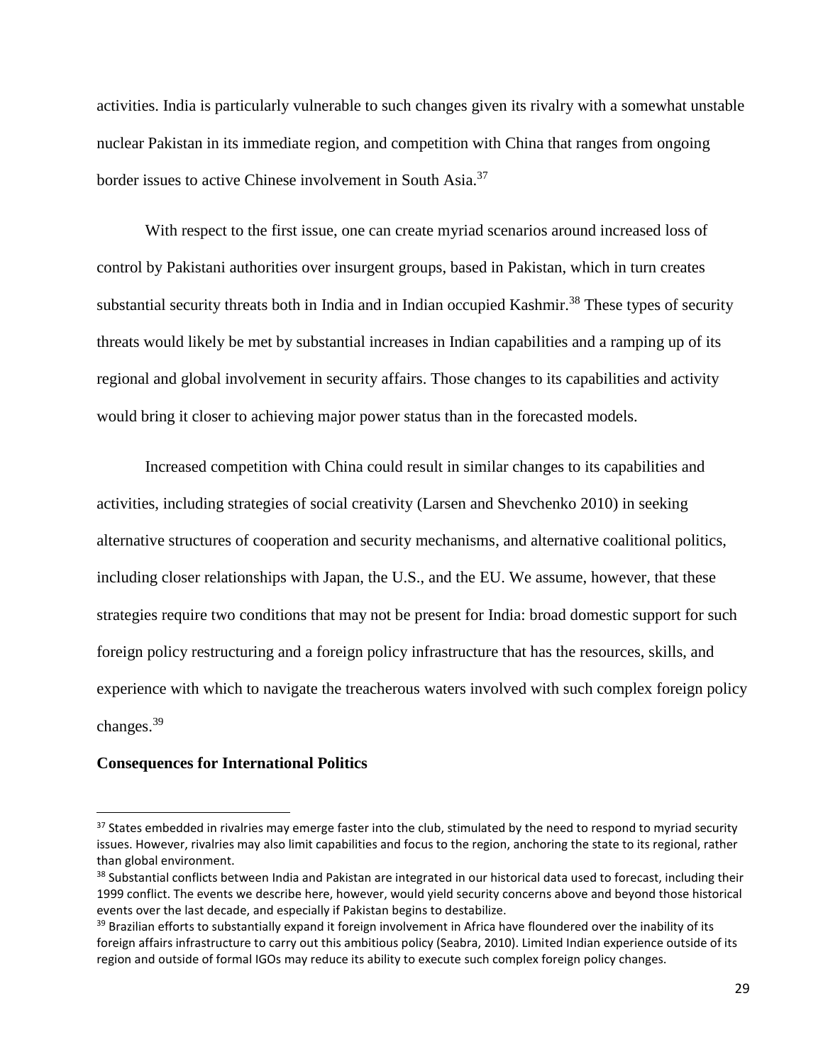activities. India is particularly vulnerable to such changes given its rivalry with a somewhat unstable nuclear Pakistan in its immediate region, and competition with China that ranges from ongoing border issues to active Chinese involvement in South Asia.[37]

With respect to the first issue, one can create myriad scenarios around increased loss of control by Pakistani authorities over insurgent groups, based in Pakistan, which in turn creates substantial security threats both in India and in Indian occupied Kashmir.[38] These types of security threats would likely be met by substantial increases in Indian capabilities and a ramping up of its regional and global involvement in security affairs. Those changes to its capabilities and activity would bring it closer to achieving major power status than in the forecasted models.

Increased competition with China could result in similar changes to its capabilities and activities, including strategies of social creativity (Larsen and Shevchenko 2010) in seeking alternative structures of cooperation and security mechanisms, and alternative coalitional politics, including closer relationships with Japan, the U.S., and the EU. We assume, however, that these strategies require two conditions that may not be present for India: broad domestic support for such foreign policy restructuring and a foreign policy infrastructure that has the resources, skills, and experience with which to navigate the treacherous waters involved with such complex foreign policy changes.[39]

**Consequences for International Politics**

---

[37] States embedded in rivalries may emerge faster into the club, stimulated by the need to respond to myriad security issues. However, rivalries may also limit capabilities and focus to the region, anchoring the state to its regional, rather than global environment.

[38] Substantial conflicts between India and Pakistan are integrated in our historical data used to forecast, including their 1999 conflict. The events we describe here, however, would yield security concerns above and beyond those historical events over the last decade, and especially if Pakistan begins to destabilize.

[39] Brazilian efforts to substantially expand it foreign involvement in Africa have floundered over the inability of its foreign affairs infrastructure to carry out this ambitious policy (Seabra, 2010). Limited Indian experience outside of its region and outside of formal IGOs may reduce its ability to execute such complex foreign policy changes.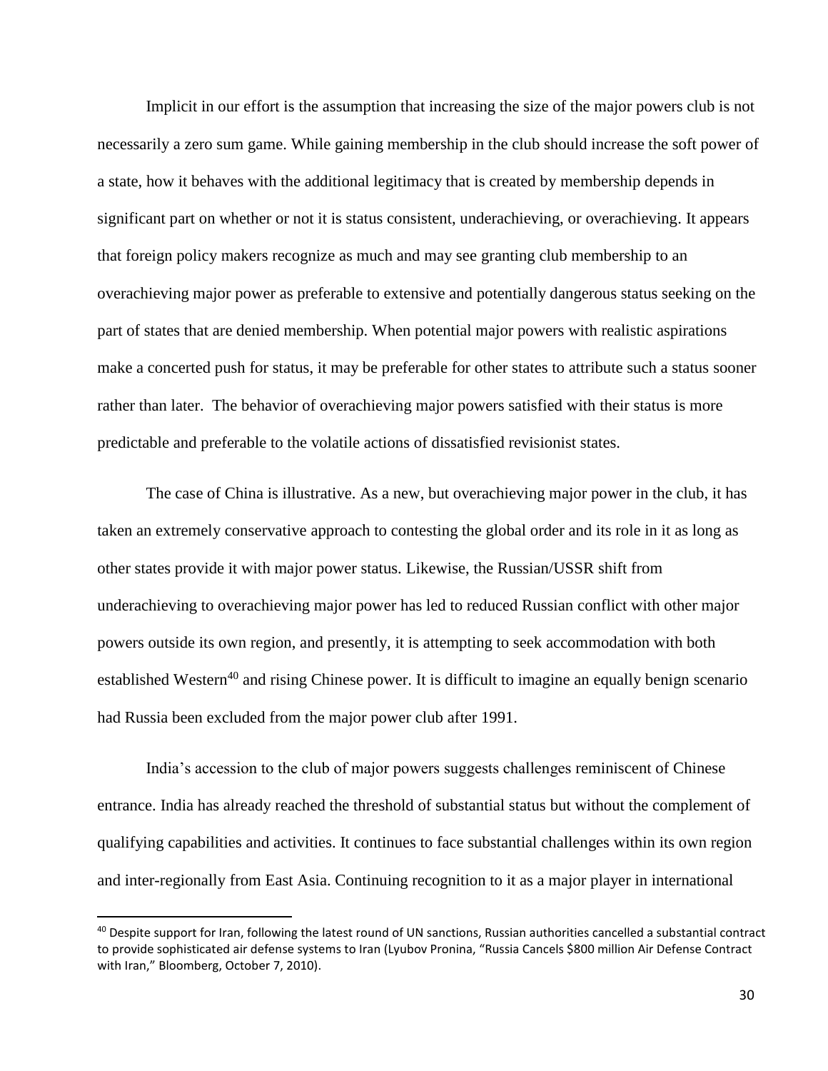Implicit in our effort is the assumption that increasing the size of the major powers club is not necessarily a zero sum game. While gaining membership in the club should increase the soft power of a state, how it behaves with the additional legitimacy that is created by membership depends in significant part on whether or not it is status consistent, underachieving, or overachieving. It appears that foreign policy makers recognize as much and may see granting club membership to an overachieving major power as preferable to extensive and potentially dangerous status seeking on the part of states that are denied membership. When potential major powers with realistic aspirations make a concerted push for status, it may be preferable for other states to attribute such a status sooner rather than later. The behavior of overachieving major powers satisfied with their status is more predictable and preferable to the volatile actions of dissatisfied revisionist states.

The case of China is illustrative. As a new, but overachieving major power in the club, it has taken an extremely conservative approach to contesting the global order and its role in it as long as other states provide it with major power status. Likewise, the Russian/USSR shift from underachieving to overachieving major power has led to reduced Russian conflict with other major powers outside its own region, and presently, it is attempting to seek accommodation with both established Western[40] and rising Chinese power. It is difficult to imagine an equally benign scenario had Russia been excluded from the major power club after 1991.

India's accession to the club of major powers suggests challenges reminiscent of Chinese entrance. India has already reached the threshold of substantial status but without the complement of qualifying capabilities and activities. It continues to face substantial challenges within its own region and inter-regionally from East Asia. Continuing recognition to it as a major player in international

---

[40] Despite support for Iran, following the latest round of UN sanctions, Russian authorities cancelled a substantial contract to provide sophisticated air defense systems to Iran (Lyubov Pronina, "Russia Cancels $800 million Air Defense Contract with Iran," Bloomberg, October 7, 2010).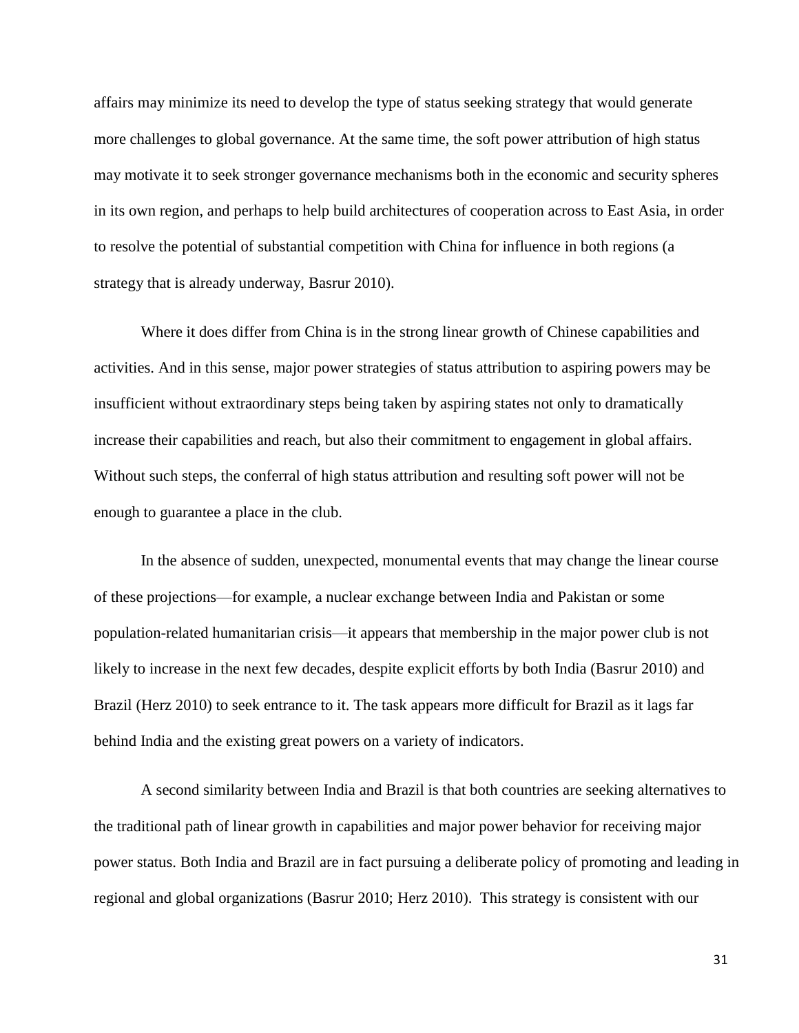affairs may minimize its need to develop the type of status seeking strategy that would generate more challenges to global governance. At the same time, the soft power attribution of high status may motivate it to seek stronger governance mechanisms both in the economic and security spheres in its own region, and perhaps to help build architectures of cooperation across to East Asia, in order to resolve the potential of substantial competition with China for influence in both regions (a strategy that is already underway, Basrur 2010).

Where it does differ from China is in the strong linear growth of Chinese capabilities and activities. And in this sense, major power strategies of status attribution to aspiring powers may be insufficient without extraordinary steps being taken by aspiring states not only to dramatically increase their capabilities and reach, but also their commitment to engagement in global affairs. Without such steps, the conferral of high status attribution and resulting soft power will not be enough to guarantee a place in the club.

In the absence of sudden, unexpected, monumental events that may change the linear course of these projections—for example, a nuclear exchange between India and Pakistan or some population-related humanitarian crisis—it appears that membership in the major power club is not likely to increase in the next few decades, despite explicit efforts by both India (Basrur 2010) and Brazil (Herz 2010) to seek entrance to it. The task appears more difficult for Brazil as it lags far behind India and the existing great powers on a variety of indicators.

A second similarity between India and Brazil is that both countries are seeking alternatives to the traditional path of linear growth in capabilities and major power behavior for receiving major power status. Both India and Brazil are in fact pursuing a deliberate policy of promoting and leading in regional and global organizations (Basrur 2010; Herz 2010). This strategy is consistent with our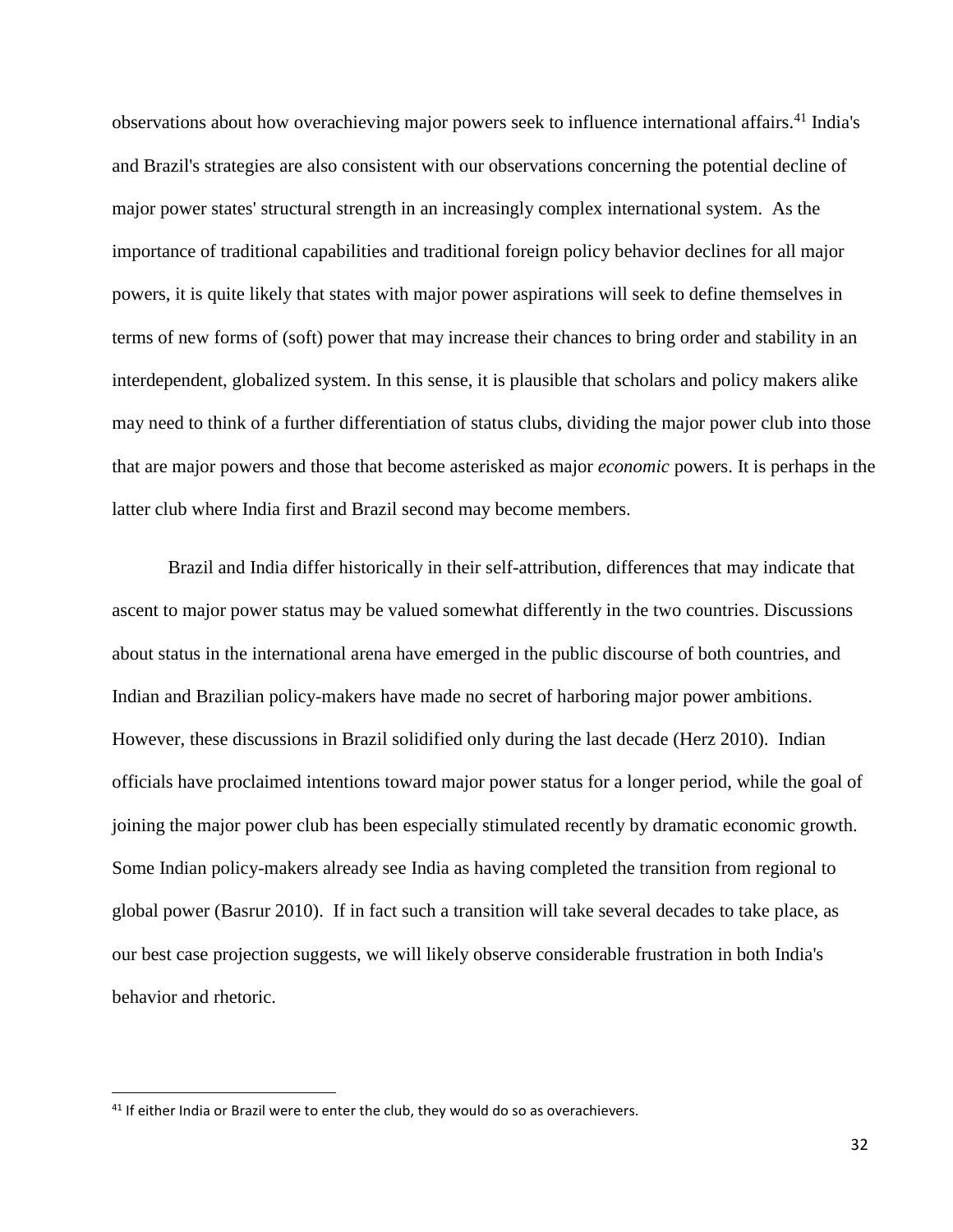observations about how overachieving major powers seek to influence international affairs.[41] India's and Brazil's strategies are also consistent with our observations concerning the potential decline of major power states' structural strength in an increasingly complex international system. As the importance of traditional capabilities and traditional foreign policy behavior declines for all major powers, it is quite likely that states with major power aspirations will seek to define themselves in terms of new forms of (soft) power that may increase their chances to bring order and stability in an interdependent, globalized system. In this sense, it is plausible that scholars and policy makers alike may need to think of a further differentiation of status clubs, dividing the major power club into those that are major powers and those that become asterisked as major *economic* powers. It is perhaps in the latter club where India first and Brazil second may become members.

Brazil and India differ historically in their self-attribution, differences that may indicate that ascent to major power status may be valued somewhat differently in the two countries. Discussions about status in the international arena have emerged in the public discourse of both countries, and Indian and Brazilian policy-makers have made no secret of harboring major power ambitions. However, these discussions in Brazil solidified only during the last decade (Herz 2010). Indian officials have proclaimed intentions toward major power status for a longer period, while the goal of joining the major power club has been especially stimulated recently by dramatic economic growth. Some Indian policy-makers already see India as having completed the transition from regional to global power (Basrur 2010). If in fact such a transition will take several decades to take place, as our best case projection suggests, we will likely observe considerable frustration in both India's behavior and rhetoric.

[41] If either India or Brazil were to enter the club, they would do so as overachievers.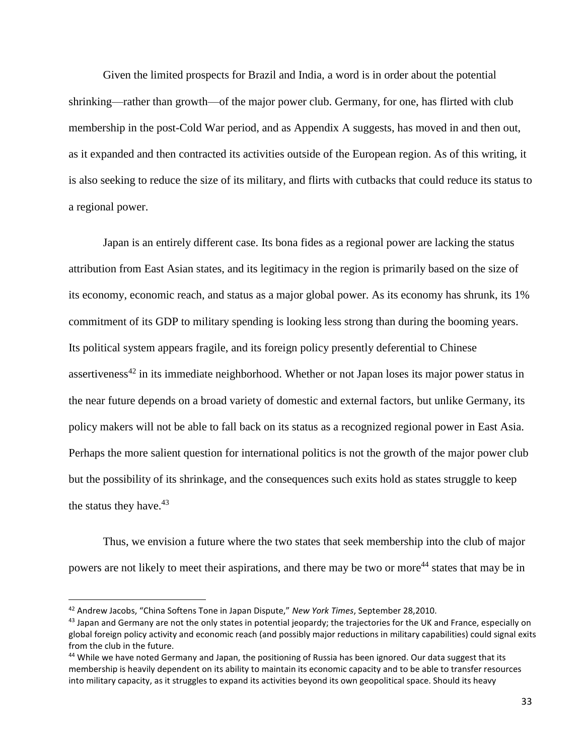Given the limited prospects for Brazil and India, a word is in order about the potential shrinking—rather than growth—of the major power club. Germany, for one, has flirted with club membership in the post-Cold War period, and as Appendix A suggests, has moved in and then out, as it expanded and then contracted its activities outside of the European region. As of this writing, it is also seeking to reduce the size of its military, and flirts with cutbacks that could reduce its status to a regional power.

Japan is an entirely different case. Its bona fides as a regional power are lacking the status attribution from East Asian states, and its legitimacy in the region is primarily based on the size of its economy, economic reach, and status as a major global power. As its economy has shrunk, its 1% commitment of its GDP to military spending is looking less strong than during the booming years. Its political system appears fragile, and its foreign policy presently deferential to Chinese assertiveness[42] in its immediate neighborhood. Whether or not Japan loses its major power status in the near future depends on a broad variety of domestic and external factors, but unlike Germany, its policy makers will not be able to fall back on its status as a recognized regional power in East Asia. Perhaps the more salient question for international politics is not the growth of the major power club but the possibility of its shrinkage, and the consequences such exits hold as states struggle to keep the status they have.[43]

Thus, we envision a future where the two states that seek membership into the club of major powers are not likely to meet their aspirations, and there may be two or more[44] states that may be in

---

[42] Andrew Jacobs, "China Softens Tone in Japan Dispute," *New York Times*, September 28,2010.

[43] Japan and Germany are not the only states in potential jeopardy; the trajectories for the UK and France, especially on global foreign policy activity and economic reach (and possibly major reductions in military capabilities) could signal exits from the club in the future.

[44] While we have noted Germany and Japan, the positioning of Russia has been ignored. Our data suggest that its membership is heavily dependent on its ability to maintain its economic capacity and to be able to transfer resources into military capacity, as it struggles to expand its activities beyond its own geopolitical space. Should its heavy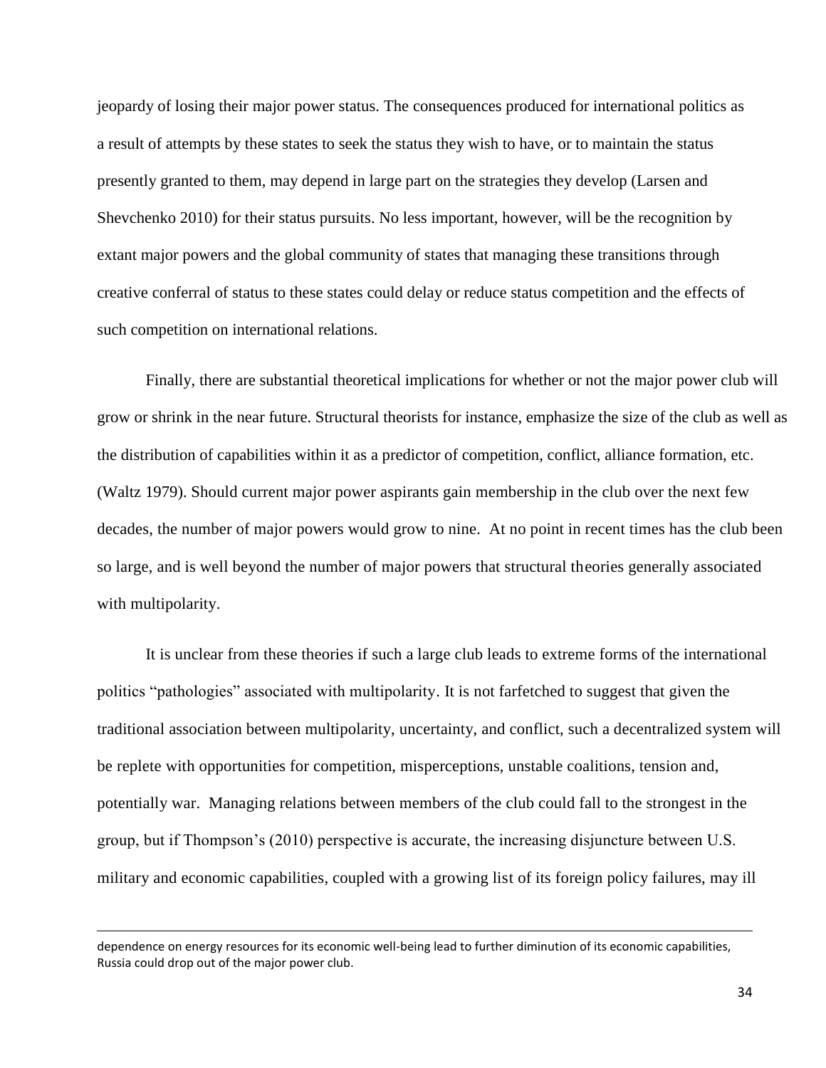jeopardy of losing their major power status. The consequences produced for international politics as a result of attempts by these states to seek the status they wish to have, or to maintain the status presently granted to them, may depend in large part on the strategies they develop (Larsen and Shevchenko 2010) for their status pursuits. No less important, however, will be the recognition by extant major powers and the global community of states that managing these transitions through creative conferral of status to these states could delay or reduce status competition and the effects of such competition on international relations.

Finally, there are substantial theoretical implications for whether or not the major power club will grow or shrink in the near future. Structural theorists for instance, emphasize the size of the club as well as the distribution of capabilities within it as a predictor of competition, conflict, alliance formation, etc. (Waltz 1979). Should current major power aspirants gain membership in the club over the next few decades, the number of major powers would grow to nine. At no point in recent times has the club been so large, and is well beyond the number of major powers that structural theories generally associated with multipolarity.

It is unclear from these theories if such a large club leads to extreme forms of the international politics "pathologies" associated with multipolarity. It is not farfetched to suggest that given the traditional association between multipolarity, uncertainty, and conflict, such a decentralized system will be replete with opportunities for competition, misperceptions, unstable coalitions, tension and, potentially war. Managing relations between members of the club could fall to the strongest in the group, but if Thompson's (2010) perspective is accurate, the increasing disjuncture between U.S. military and economic capabilities, coupled with a growing list of its foreign policy failures, may ill

---

dependence on energy resources for its economic well-being lead to further diminution of its economic capabilities, Russia could drop out of the major power club.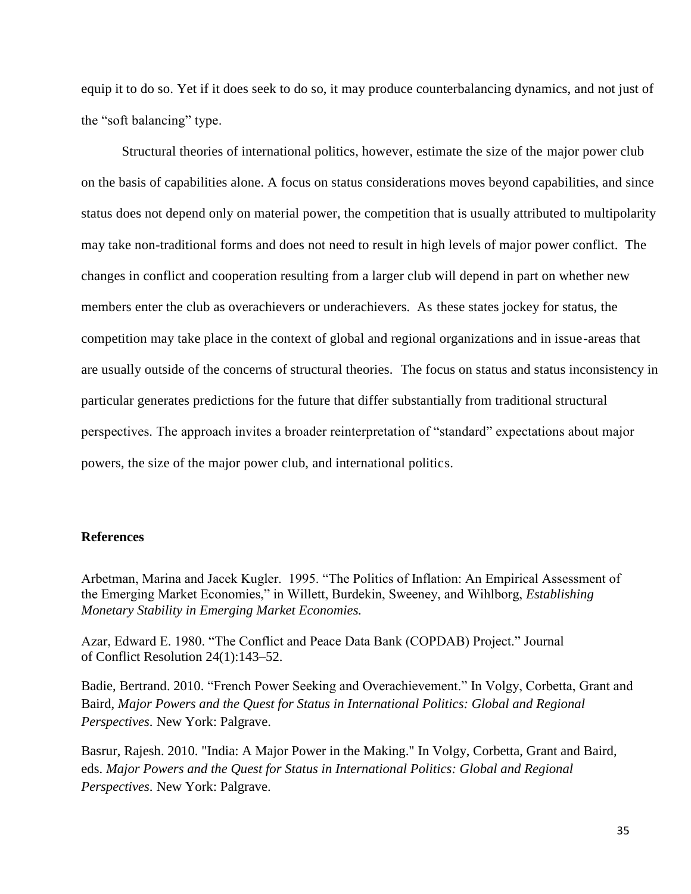equip it to do so. Yet if it does seek to do so, it may produce counterbalancing dynamics, and not just of the "soft balancing" type.

Structural theories of international politics, however, estimate the size of the major power club on the basis of capabilities alone. A focus on status considerations moves beyond capabilities, and since status does not depend only on material power, the competition that is usually attributed to multipolarity may take non-traditional forms and does not need to result in high levels of major power conflict. The changes in conflict and cooperation resulting from a larger club will depend in part on whether new members enter the club as overachievers or underachievers. As these states jockey for status, the competition may take place in the context of global and regional organizations and in issue-areas that are usually outside of the concerns of structural theories. The focus on status and status inconsistency in particular generates predictions for the future that differ substantially from traditional structural perspectives. The approach invites a broader reinterpretation of "standard" expectations about major powers, the size of the major power club, and international politics.

## References

Arbetman, Marina and Jacek Kugler. 1995. "The Politics of Inflation: An Empirical Assessment of the Emerging Market Economies," in Willett, Burdekin, Sweeney, and Wihlborg, *Establishing Monetary Stability in Emerging Market Economies.*

Azar, Edward E. 1980. "The Conflict and Peace Data Bank (COPDAB) Project." Journal of Conflict Resolution 24(1):143–52.

Badie, Bertrand. 2010. "French Power Seeking and Overachievement." In Volgy, Corbetta, Grant and Baird, *Major Powers and the Quest for Status in International Politics: Global and Regional Perspectives*. New York: Palgrave.

Basrur, Rajesh. 2010. "India: A Major Power in the Making." In Volgy, Corbetta, Grant and Baird, eds. *Major Powers and the Quest for Status in International Politics: Global and Regional Perspectives*. New York: Palgrave.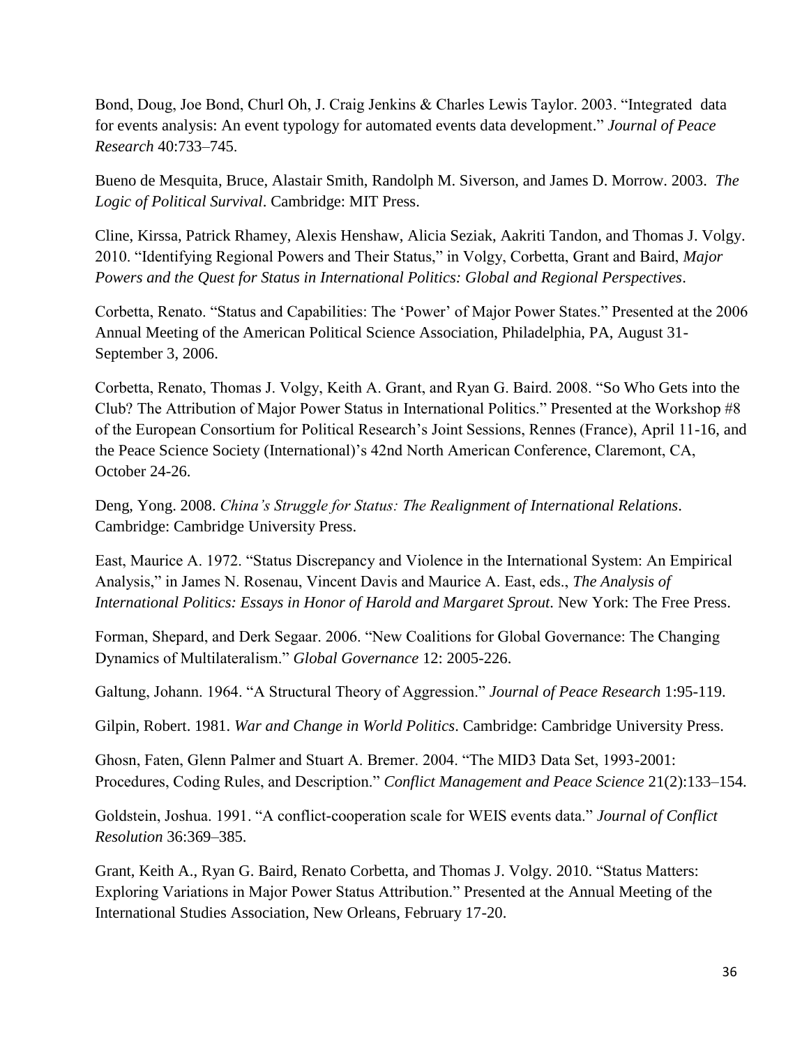Bond, Doug, Joe Bond, Churl Oh, J. Craig Jenkins & Charles Lewis Taylor. 2003. "Integrated data for events analysis: An event typology for automated events data development." *Journal of Peace Research* 40:733–745.

Bueno de Mesquita, Bruce, Alastair Smith, Randolph M. Siverson, and James D. Morrow. 2003. *The Logic of Political Survival*. Cambridge: MIT Press.

Cline, Kirssa, Patrick Rhamey, Alexis Henshaw, Alicia Seziak, Aakriti Tandon, and Thomas J. Volgy. 2010. "Identifying Regional Powers and Their Status," in Volgy, Corbetta, Grant and Baird, *Major Powers and the Quest for Status in International Politics: Global and Regional Perspectives*.

Corbetta, Renato. "Status and Capabilities: The 'Power' of Major Power States." Presented at the 2006 Annual Meeting of the American Political Science Association, Philadelphia, PA, August 31-September 3, 2006.

Corbetta, Renato, Thomas J. Volgy, Keith A. Grant, and Ryan G. Baird. 2008. "So Who Gets into the Club? The Attribution of Major Power Status in International Politics." Presented at the Workshop #8 of the European Consortium for Political Research's Joint Sessions, Rennes (France), April 11-16, and the Peace Science Society (International)'s 42nd North American Conference, Claremont, CA, October 24-26.

Deng, Yong. 2008. *China's Struggle for Status: The Realignment of International Relations*. Cambridge: Cambridge University Press.

East, Maurice A. 1972. "Status Discrepancy and Violence in the International System: An Empirical Analysis," in James N. Rosenau, Vincent Davis and Maurice A. East, eds., *The Analysis of International Politics: Essays in Honor of Harold and Margaret Sprout*. New York: The Free Press.

Forman, Shepard, and Derk Segaar. 2006. "New Coalitions for Global Governance: The Changing Dynamics of Multilateralism." *Global Governance* 12: 2005-226.

Galtung, Johann. 1964. "A Structural Theory of Aggression." *Journal of Peace Research* 1:95-119.

Gilpin, Robert. 1981. *War and Change in World Politics*. Cambridge: Cambridge University Press.

Ghosn, Faten, Glenn Palmer and Stuart A. Bremer. 2004. "The MID3 Data Set, 1993-2001: Procedures, Coding Rules, and Description." *Conflict Management and Peace Science* 21(2):133–154.

Goldstein, Joshua. 1991. "A conflict-cooperation scale for WEIS events data." *Journal of Conflict Resolution* 36:369–385.

Grant, Keith A., Ryan G. Baird, Renato Corbetta, and Thomas J. Volgy. 2010. "Status Matters: Exploring Variations in Major Power Status Attribution." Presented at the Annual Meeting of the International Studies Association, New Orleans, February 17-20.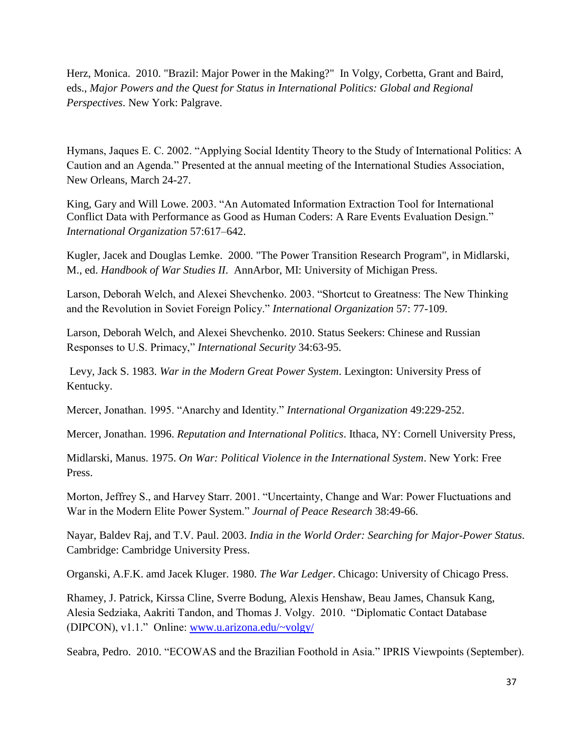Herz, Monica. 2010. "Brazil: Major Power in the Making?" In Volgy, Corbetta, Grant and Baird, eds., *Major Powers and the Quest for Status in International Politics: Global and Regional Perspectives*. New York: Palgrave.

Hymans, Jaques E. C. 2002. "Applying Social Identity Theory to the Study of International Politics: A Caution and an Agenda." Presented at the annual meeting of the International Studies Association, New Orleans, March 24-27.

King, Gary and Will Lowe. 2003. "An Automated Information Extraction Tool for International Conflict Data with Performance as Good as Human Coders: A Rare Events Evaluation Design." *International Organization* 57:617–642.

Kugler, Jacek and Douglas Lemke. 2000. "The Power Transition Research Program", in Midlarski, M., ed. *Handbook of War Studies II*. AnnArbor, MI: University of Michigan Press.

Larson, Deborah Welch, and Alexei Shevchenko. 2003. "Shortcut to Greatness: The New Thinking and the Revolution in Soviet Foreign Policy." *International Organization* 57: 77-109.

Larson, Deborah Welch, and Alexei Shevchenko. 2010. Status Seekers: Chinese and Russian Responses to U.S. Primacy," *International Security* 34:63-95.

Levy, Jack S. 1983. *War in the Modern Great Power System*. Lexington: University Press of Kentucky.

Mercer, Jonathan. 1995. "Anarchy and Identity." *International Organization* 49:229-252.

Mercer, Jonathan. 1996. *Reputation and International Politics*. Ithaca, NY: Cornell University Press,

Midlarski, Manus. 1975. *On War: Political Violence in the International System*. New York: Free Press.

Morton, Jeffrey S., and Harvey Starr. 2001. "Uncertainty, Change and War: Power Fluctuations and War in the Modern Elite Power System." *Journal of Peace Research* 38:49-66.

Nayar, Baldev Raj, and T.V. Paul. 2003. *India in the World Order: Searching for Major-Power Status*. Cambridge: Cambridge University Press.

Organski, A.F.K. amd Jacek Kluger. 1980. *The War Ledger*. Chicago: University of Chicago Press.

Rhamey, J. Patrick, Kirssa Cline, Sverre Bodung, Alexis Henshaw, Beau James, Chansuk Kang, Alesia Sedziaka, Aakriti Tandon, and Thomas J. Volgy. 2010. "Diplomatic Contact Database (DIPCON), v1.1." Online: www.u.arizona.edu/~volgy/

Seabra, Pedro. 2010. "ECOWAS and the Brazilian Foothold in Asia." IPRIS Viewpoints (September).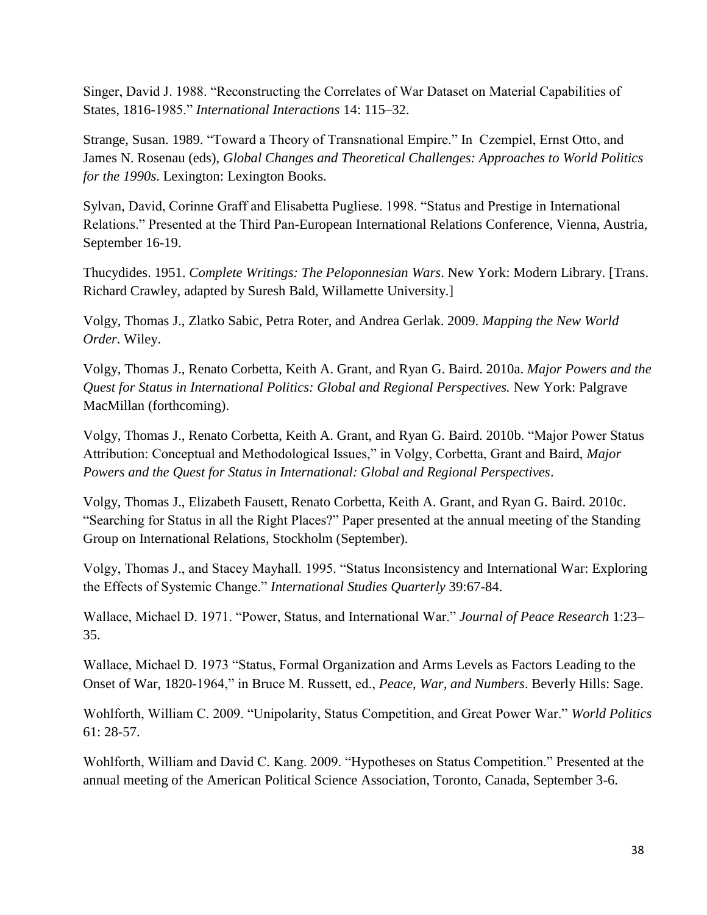Singer, David J. 1988. "Reconstructing the Correlates of War Dataset on Material Capabilities of States, 1816-1985." *International Interactions* 14: 115–32.

Strange, Susan. 1989. "Toward a Theory of Transnational Empire." In Czempiel, Ernst Otto, and James N. Rosenau (eds), *Global Changes and Theoretical Challenges: Approaches to World Politics for the 1990s*. Lexington: Lexington Books.

Sylvan, David, Corinne Graff and Elisabetta Pugliese. 1998. "Status and Prestige in International Relations." Presented at the Third Pan-European International Relations Conference, Vienna, Austria, September 16-19.

Thucydides. 1951. *Complete Writings: The Peloponnesian Wars*. New York: Modern Library. [Trans. Richard Crawley, adapted by Suresh Bald, Willamette University.]

Volgy, Thomas J., Zlatko Sabic, Petra Roter, and Andrea Gerlak. 2009. *Mapping the New World Order*. Wiley.

Volgy, Thomas J., Renato Corbetta, Keith A. Grant, and Ryan G. Baird. 2010a. *Major Powers and the Quest for Status in International Politics: Global and Regional Perspectives.* New York: Palgrave MacMillan (forthcoming).

Volgy, Thomas J., Renato Corbetta, Keith A. Grant, and Ryan G. Baird. 2010b. "Major Power Status Attribution: Conceptual and Methodological Issues," in Volgy, Corbetta, Grant and Baird, *Major Powers and the Quest for Status in International: Global and Regional Perspectives*.

Volgy, Thomas J., Elizabeth Fausett, Renato Corbetta, Keith A. Grant, and Ryan G. Baird. 2010c. "Searching for Status in all the Right Places?" Paper presented at the annual meeting of the Standing Group on International Relations, Stockholm (September).

Volgy, Thomas J., and Stacey Mayhall. 1995. "Status Inconsistency and International War: Exploring the Effects of Systemic Change." *International Studies Quarterly* 39:67-84.

Wallace, Michael D. 1971. "Power, Status, and International War." *Journal of Peace Research* 1:23–35.

Wallace, Michael D. 1973 "Status, Formal Organization and Arms Levels as Factors Leading to the Onset of War, 1820-1964," in Bruce M. Russett, ed., *Peace, War, and Numbers*. Beverly Hills: Sage.

Wohlforth, William C. 2009. "Unipolarity, Status Competition, and Great Power War." *World Politics* 61: 28-57.

Wohlforth, William and David C. Kang. 2009. "Hypotheses on Status Competition." Presented at the annual meeting of the American Political Science Association, Toronto, Canada, September 3-6.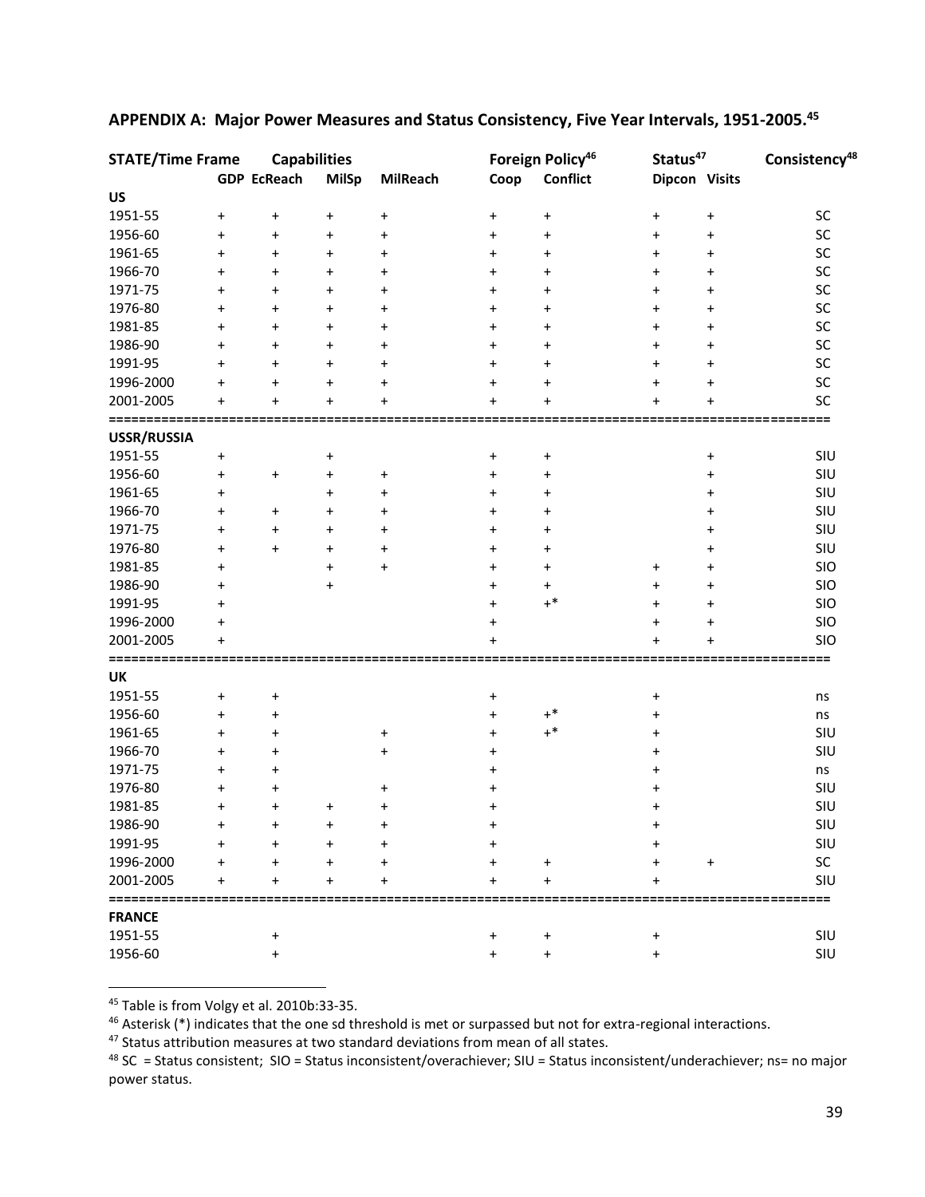## APPENDIX A: Major Power Measures and Status Consistency, Five Year Intervals, 1951-2005.[45]

| STATE/Time Frame | Capabilities | | | | Foreign Policy[46] | | Status[47] | | Consistency[48] |
|---|---|---|---|---|---|---|---|---|---|
| | GDP | EcReach | MilSp | MilReach | Coop | Conflict | Dipcon | Visits | |
| **US** | | | | | | | | | |
| 1951-55 | + | + | + | + | + | + | + | + | SC |
| 1956-60 | + | + | + | + | + | + | + | + | SC |
| 1961-65 | + | + | + | + | + | + | + | + | SC |
| 1966-70 | + | + | + | + | + | + | + | + | SC |
| 1971-75 | + | + | + | + | + | + | + | + | SC |
| 1976-80 | + | + | + | + | + | + | + | + | SC |
| 1981-85 | + | + | + | + | + | + | + | + | SC |
| 1986-90 | + | + | + | + | + | + | + | + | SC |
| 1991-95 | + | + | + | + | + | + | + | + | SC |
| 1996-2000 | + | + | + | + | + | + | + | + | SC |
| 2001-2005 | + | + | + | + | + | + | + | + | SC |
| **USSR/RUSSIA** | | | | | | | | | |
| 1951-55 | + | | + | | + | + | | + | SIU |
| 1956-60 | + | + | + | + | + | + | | + | SIU |
| 1961-65 | + | | + | + | + | + | | + | SIU |
| 1966-70 | + | + | + | + | + | + | | + | SIU |
| 1971-75 | + | + | + | + | + | + | | + | SIU |
| 1976-80 | + | + | + | + | + | + | | + | SIU |
| 1981-85 | + | | + | + | + | + | + | + | SIO |
| 1986-90 | + | | + | | + | + | + | + | SIO |
| 1991-95 | + | | | | + | +* | + | + | SIO |
| 1996-2000 | + | | | | + | | + | + | SIO |
| 2001-2005 | + | | | | + | | + | + | SIO |
| **UK** | | | | | | | | | |
| 1951-55 | + | + | | | + | | + | | ns |
| 1956-60 | + | + | | | + | +* | + | | ns |
| 1961-65 | + | + | | + | + | +* | + | | SIU |
| 1966-70 | + | + | | + | + | | + | | SIU |
| 1971-75 | + | + | | | + | | + | | ns |
| 1976-80 | + | + | | + | + | | + | | SIU |
| 1981-85 | + | + | + | + | + | | + | | SIU |
| 1986-90 | + | + | + | + | + | | + | | SIU |
| 1991-95 | + | + | + | + | + | | + | | SIU |
| 1996-2000 | + | + | + | + | + | + | + | + | SC |
| 2001-2005 | + | + | + | + | + | + | + | | SIU |
| **FRANCE** | | | | | | | | | |
| 1951-55 | | + | | | + | + | + | | SIU |
| 1956-60 | | + | | | + | + | + | | SIU |

[45] Table is from Volgy et al. 2010b:33-35.

[46] Asterisk (*) indicates that the one sd threshold is met or surpassed but not for extra-regional interactions.

[47] Status attribution measures at two standard deviations from mean of all states.

[48] SC = Status consistent; SIO = Status inconsistent/overachiever; SIU = Status inconsistent/underachiever; ns= no major power status.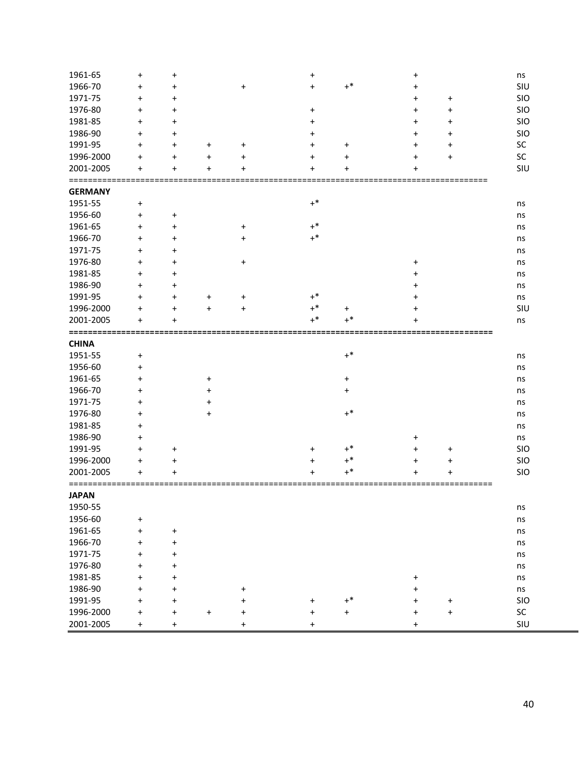| | | | | | | | | | |
|---|---|---|---|---|---|---|---|---|---|
| 1961-65 | + | + | | | + | | + | | ns |
| 1966-70 | + | + | | + | + | +* | + | | SIU |
| 1971-75 | + | + | | | | | + | + | SIO |
| 1976-80 | + | + | | | + | | + | + | SIO |
| 1981-85 | + | + | | | + | | + | + | SIO |
| 1986-90 | + | + | | | + | | + | + | SIO |
| 1991-95 | + | + | + | + | + | + | + | + | SC |
| 1996-2000 | + | + | + | + | + | + | + | + | SC |
| 2001-2005 | + | + | + | + | + | + | + | | SIU |
| **GERMANY** | | | | | | | | | |
| 1951-55 | + | | | | +* | | | | ns |
| 1956-60 | + | + | | | | | | | ns |
| 1961-65 | + | + | | + | +* | | | | ns |
| 1966-70 | + | + | | + | +* | | | | ns |
| 1971-75 | + | + | | | | | | | ns |
| 1976-80 | + | + | | + | | | + | | ns |
| 1981-85 | + | + | | | | | + | | ns |
| 1986-90 | + | + | | | | | + | | ns |
| 1991-95 | + | + | + | + | +* | | + | | ns |
| 1996-2000 | + | + | + | + | +* | + | + | | SIU |
| 2001-2005 | + | + | | | +* | +* | + | | ns |
| **CHINA** | | | | | | | | | |
| 1951-55 | + | | | | | +* | | | ns |
| 1956-60 | + | | | | | | | | ns |
| 1961-65 | + | | + | | | + | | | ns |
| 1966-70 | + | | + | | | + | | | ns |
| 1971-75 | + | | + | | | | | | ns |
| 1976-80 | + | | + | | | +* | | | ns |
| 1981-85 | + | | | | | | | | ns |
| 1986-90 | + | | | | | | + | | ns |
| 1991-95 | + | + | | | + | +* | + | + | SIO |
| 1996-2000 | + | + | | | + | +* | + | + | SIO |
| 2001-2005 | + | + | | | + | +* | + | + | SIO |
| **JAPAN** | | | | | | | | | |
| 1950-55 | | | | | | | | | ns |
| 1956-60 | + | | | | | | | | ns |
| 1961-65 | + | + | | | | | | | ns |
| 1966-70 | + | + | | | | | | | ns |
| 1971-75 | + | + | | | | | | | ns |
| 1976-80 | + | + | | | | | | | ns |
| 1981-85 | + | + | | | | | + | | ns |
| 1986-90 | + | + | | + | | | + | | ns |
| 1991-95 | + | + | | + | + | +* | + | + | SIO |
| 1996-2000 | + | + | + | + | + | + | + | + | SC |
| 2001-2005 | + | + | | + | + | | + | | SIU |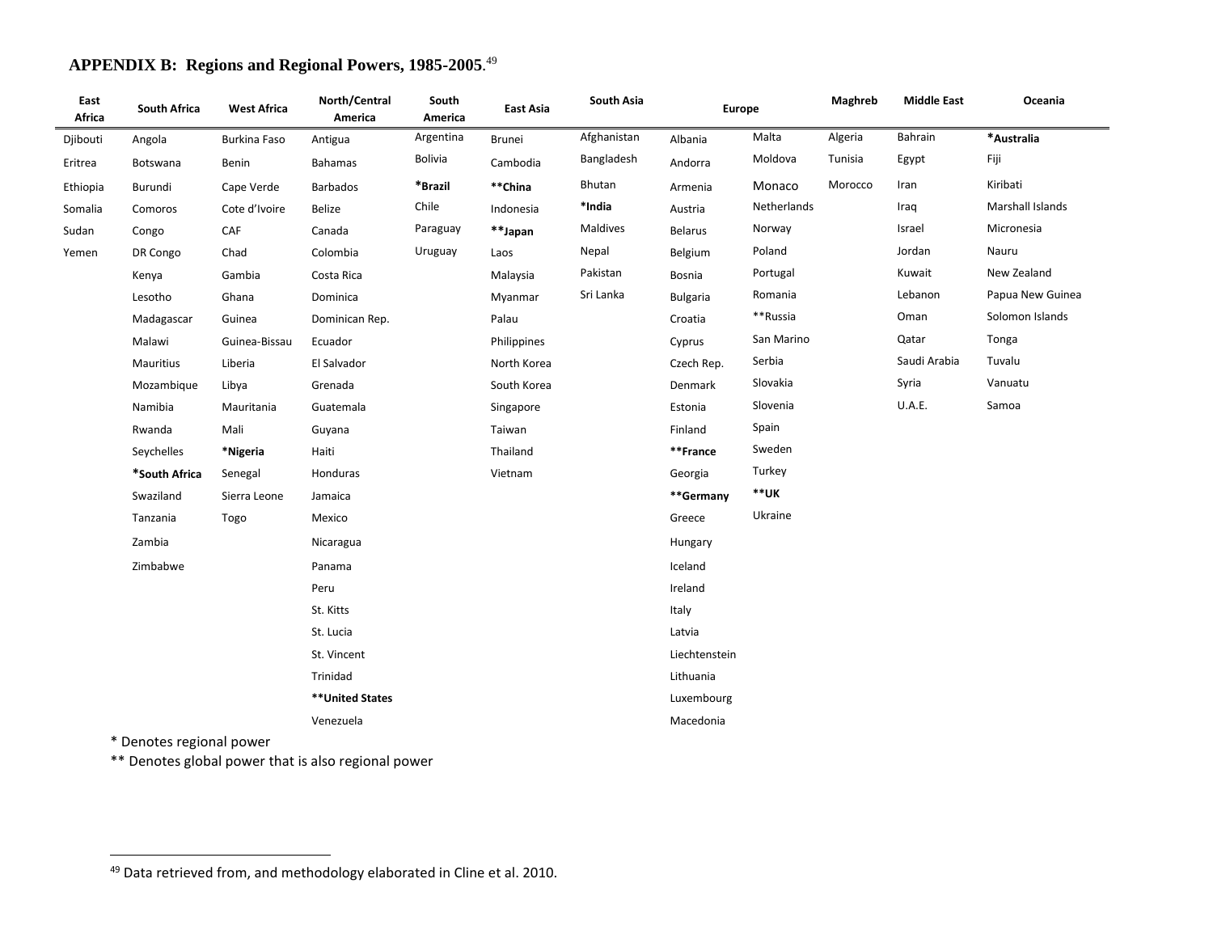## APPENDIX B: Regions and Regional Powers, 1985-2005.[49]

| East Africa | South Africa | West Africa | North/Central America | South America | East Asia | South Asia | Europe | | Maghreb | Middle East | Oceania |
|---|---|---|---|---|---|---|---|---|---|---|---|
| Djibouti | Angola | Burkina Faso | Antigua | Argentina | Brunei | Afghanistan | Albania | Malta | Algeria | Bahrain | *Australia |
| Eritrea | Botswana | Benin | Bahamas | Bolivia | Cambodia | Bangladesh | Andorra | Moldova | Tunisia | Egypt | Fiji |
| Ethiopia | Burundi | Cape Verde | Barbados | *Brazil | **China | Bhutan | Armenia | Monaco | Morocco | Iran | Kiribati |
| Somalia | Comoros | Cote d'Ivoire | Belize | Chile | Indonesia | *India | Austria | Netherlands | | Iraq | Marshall Islands |
| Sudan | Congo | CAF | Canada | Paraguay | **Japan | Maldives | Belarus | Norway | | Israel | Micronesia |
| Yemen | DR Congo | Chad | Colombia | Uruguay | Laos | Nepal | Belgium | Poland | | Jordan | Nauru |
| | Kenya | Gambia | Costa Rica | | Malaysia | Pakistan | Bosnia | Portugal | | Kuwait | New Zealand |
| | Lesotho | Ghana | Dominica | | Myanmar | Sri Lanka | Bulgaria | Romania | | Lebanon | Papua New Guinea |
| | Madagascar | Guinea | Dominican Rep. | | Palau | | Croatia | **Russia | | Oman | Solomon Islands |
| | Malawi | Guinea-Bissau | Ecuador | | Philippines | | Cyprus | San Marino | | Qatar | Tonga |
| | Mauritius | Liberia | El Salvador | | North Korea | | Czech Rep. | Serbia | | Saudi Arabia | Tuvalu |
| | Mozambique | Libya | Grenada | | South Korea | | Denmark | Slovakia | | Syria | Vanuatu |
| | Namibia | Mauritania | Guatemala | | Singapore | | Estonia | Slovenia | | U.A.E. | Samoa |
| | Rwanda | Mali | Guyana | | Taiwan | | Finland | Spain | | | |
| | Seychelles | *Nigeria | Haiti | | Thailand | | **France | Sweden | | | |
| | *South Africa | Senegal | Honduras | | Vietnam | | Georgia | Turkey | | | |
| | Swaziland | Sierra Leone | Jamaica | | | | **Germany | **UK | | | |
| | Tanzania | Togo | Mexico | | | | Greece | Ukraine | | | |
| | Zambia | | Nicaragua | | | | Hungary | | | | |
| | Zimbabwe | | Panama | | | | Iceland | | | | |
| | | | Peru | | | | Ireland | | | | |
| | | | St. Kitts | | | | Italy | | | | |
| | | | St. Lucia | | | | Latvia | | | | |
| | | | St. Vincent | | | | Liechtenstein | | | | |
| | | | Trinidad | | | | Lithuania | | | | |
| | | | **United States | | | | Luxembourg | | | | |
| | | | Venezuela | | | | Macedonia | | | | |

* Denotes regional power

** Denotes global power that is also regional power

[49] Data retrieved from, and methodology elaborated in Cline et al. 2010.